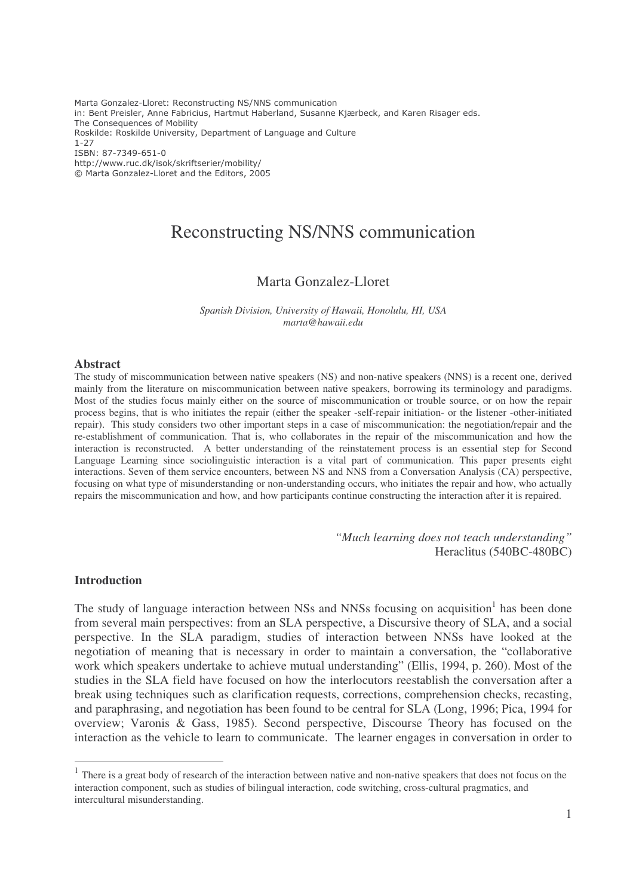Marta Gonzalez-Lloret: Reconstructing NS/NNS communication
in: Bent Preisler, Anne Fabricius, Hartmut Haberland, Susanne Kjærbeck, and Karen Risager eds.
The Consequences of Mobility
Roskilde: Roskilde University, Department of Language and Culture
1-27
ISBN: 87-7349-651-0
http://www.ruc.dk/isok/skriftserier/mobility/
© Marta Gonzalez-Lloret and the Editors, 2005

# Reconstructing NS/NNS communication

Marta Gonzalez-Lloret

*Spanish Division, University of Hawaii, Honolulu, HI, USA*
*marta@hawaii.edu*

## Abstract

The study of miscommunication between native speakers (NS) and non-native speakers (NNS) is a recent one, derived mainly from the literature on miscommunication between native speakers, borrowing its terminology and paradigms. Most of the studies focus mainly either on the source of miscommunication or trouble source, or on how the repair process begins, that is who initiates the repair (either the speaker -self-repair initiation- or the listener -other-initiated repair). This study considers two other important steps in a case of miscommunication: the negotiation/repair and the re-establishment of communication. That is, who collaborates in the repair of the miscommunication and how the interaction is reconstructed. A better understanding of the reinstatement process is an essential step for Second Language Learning since sociolinguistic interaction is a vital part of communication. This paper presents eight interactions. Seven of them service encounters, between NS and NNS from a Conversation Analysis (CA) perspective, focusing on what type of misunderstanding or non-understanding occurs, who initiates the repair and how, who actually repairs the miscommunication and how, and how participants continue constructing the interaction after it is repaired.

*"Much learning does not teach understanding"*
Heraclitus (540BC-480BC)

## Introduction

The study of language interaction between NSs and NNSs focusing on acquisition[1] has been done from several main perspectives: from an SLA perspective, a Discursive theory of SLA, and a social perspective. In the SLA paradigm, studies of interaction between NNSs have looked at the negotiation of meaning that is necessary in order to maintain a conversation, the "collaborative work which speakers undertake to achieve mutual understanding" (Ellis, 1994, p. 260). Most of the studies in the SLA field have focused on how the interlocutors reestablish the conversation after a break using techniques such as clarification requests, corrections, comprehension checks, recasting, and paraphrasing, and negotiation has been found to be central for SLA (Long, 1996; Pica, 1994 for overview; Varonis & Gass, 1985). Second perspective, Discourse Theory has focused on the interaction as the vehicle to learn to communicate. The learner engages in conversation in order to

[1] There is a great body of research of the interaction between native and non-native speakers that does not focus on the interaction component, such as studies of bilingual interaction, code switching, cross-cultural pragmatics, and intercultural misunderstanding.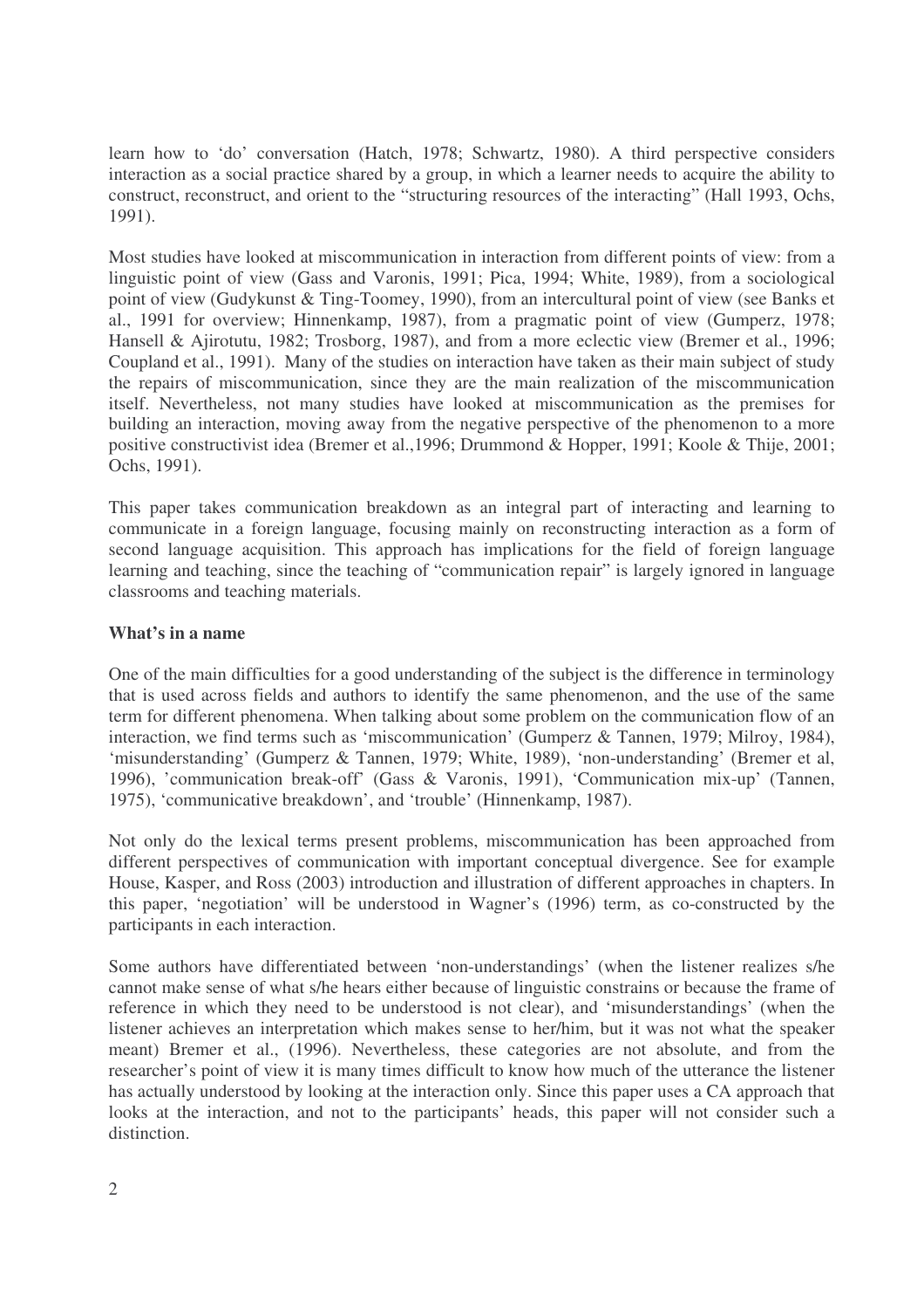learn how to 'do' conversation (Hatch, 1978; Schwartz, 1980). A third perspective considers interaction as a social practice shared by a group, in which a learner needs to acquire the ability to construct, reconstruct, and orient to the "structuring resources of the interacting" (Hall 1993, Ochs, 1991).

Most studies have looked at miscommunication in interaction from different points of view: from a linguistic point of view (Gass and Varonis, 1991; Pica, 1994; White, 1989), from a sociological point of view (Gudykunst & Ting-Toomey, 1990), from an intercultural point of view (see Banks et al., 1991 for overview; Hinnenkamp, 1987), from a pragmatic point of view (Gumperz, 1978; Hansell & Ajirotutu, 1982; Trosborg, 1987), and from a more eclectic view (Bremer et al., 1996; Coupland et al., 1991). Many of the studies on interaction have taken as their main subject of study the repairs of miscommunication, since they are the main realization of the miscommunication itself. Nevertheless, not many studies have looked at miscommunication as the premises for building an interaction, moving away from the negative perspective of the phenomenon to a more positive constructivist idea (Bremer et al.,1996; Drummond & Hopper, 1991; Koole & Thije, 2001; Ochs, 1991).

This paper takes communication breakdown as an integral part of interacting and learning to communicate in a foreign language, focusing mainly on reconstructing interaction as a form of second language acquisition. This approach has implications for the field of foreign language learning and teaching, since the teaching of "communication repair" is largely ignored in language classrooms and teaching materials.

**What's in a name**

One of the main difficulties for a good understanding of the subject is the difference in terminology that is used across fields and authors to identify the same phenomenon, and the use of the same term for different phenomena. When talking about some problem on the communication flow of an interaction, we find terms such as 'miscommunication' (Gumperz & Tannen, 1979; Milroy, 1984), 'misunderstanding' (Gumperz & Tannen, 1979; White, 1989), 'non-understanding' (Bremer et al, 1996), 'communication break-off' (Gass & Varonis, 1991), 'Communication mix-up' (Tannen, 1975), 'communicative breakdown', and 'trouble' (Hinnenkamp, 1987).

Not only do the lexical terms present problems, miscommunication has been approached from different perspectives of communication with important conceptual divergence. See for example House, Kasper, and Ross (2003) introduction and illustration of different approaches in chapters. In this paper, 'negotiation' will be understood in Wagner's (1996) term, as co-constructed by the participants in each interaction.

Some authors have differentiated between 'non-understandings' (when the listener realizes s/he cannot make sense of what s/he hears either because of linguistic constrains or because the frame of reference in which they need to be understood is not clear), and 'misunderstandings' (when the listener achieves an interpretation which makes sense to her/him, but it was not what the speaker meant) Bremer et al., (1996). Nevertheless, these categories are not absolute, and from the researcher's point of view it is many times difficult to know how much of the utterance the listener has actually understood by looking at the interaction only. Since this paper uses a CA approach that looks at the interaction, and not to the participants' heads, this paper will not consider such a distinction.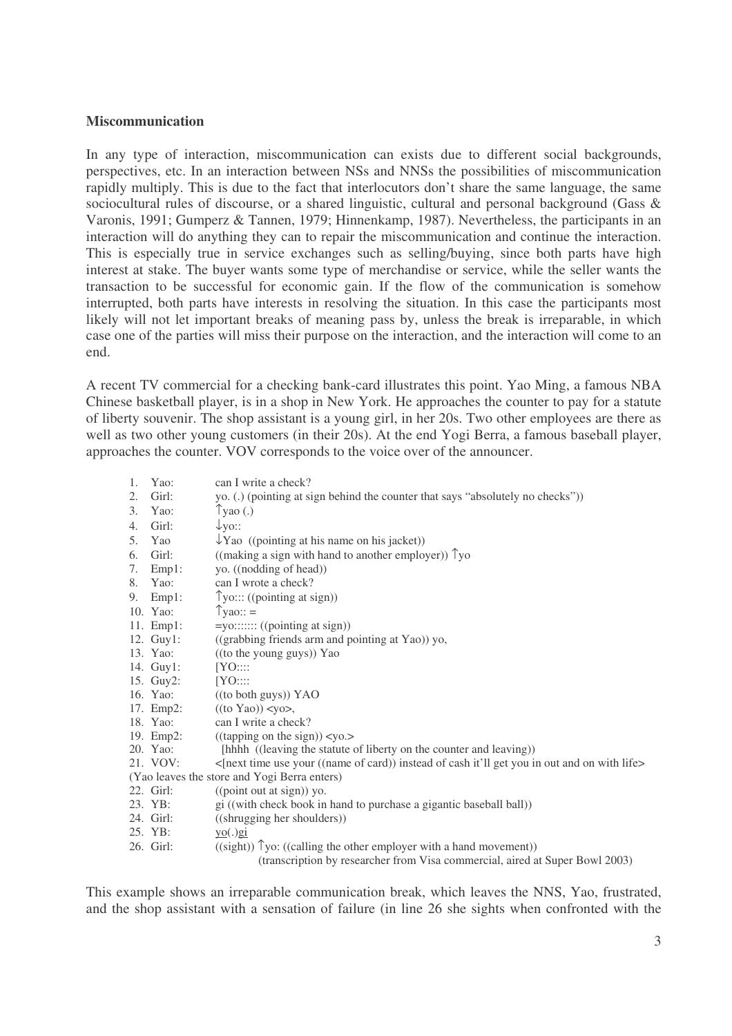**Miscommunication**

In any type of interaction, miscommunication can exists due to different social backgrounds, perspectives, etc. In an interaction between NSs and NNSs the possibilities of miscommunication rapidly multiply. This is due to the fact that interlocutors don't share the same language, the same sociocultural rules of discourse, or a shared linguistic, cultural and personal background (Gass & Varonis, 1991; Gumperz & Tannen, 1979; Hinnenkamp, 1987). Nevertheless, the participants in an interaction will do anything they can to repair the miscommunication and continue the interaction. This is especially true in service exchanges such as selling/buying, since both parts have high interest at stake. The buyer wants some type of merchandise or service, while the seller wants the transaction to be successful for economic gain. If the flow of the communication is somehow interrupted, both parts have interests in resolving the situation. In this case the participants most likely will not let important breaks of meaning pass by, unless the break is irreparable, in which case one of the parties will miss their purpose on the interaction, and the interaction will come to an end.

A recent TV commercial for a checking bank-card illustrates this point. Yao Ming, a famous NBA Chinese basketball player, is in a shop in New York. He approaches the counter to pay for a statute of liberty souvenir. The shop assistant is a young girl, in her 20s. Two other employees are there as well as two other young customers (in their 20s). At the end Yogi Berra, a famous baseball player, approaches the counter. VOV corresponds to the voice over of the announcer.

```
1.  Yao:    can I write a check?
2.  Girl:   yo. (.) (pointing at sign behind the counter that says "absolutely no checks"))
3.  Yao:    ↑yao (.)
4.  Girl:   ↓yo::
5.  Yao     ↓Yao ((pointing at his name on his jacket))
6.  Girl:   ((making a sign with hand to another employer)) ↑yo
7.  Emp1:   yo. ((nodding of head))
8.  Yao:    can I wrote a check?
9.  Emp1:   ↑yo::: ((pointing at sign))
10. Yao:    ↑yao:: =
11. Emp1:   =yo::::::: ((pointing at sign))
12. Guy1:   ((grabbing friends arm and pointing at Yao)) yo,
13. Yao:    ((to the young guys)) Yao
14. Guy1:   [YO::::
15. Guy2:   [YO::::
16. Yao:    ((to both guys)) YAO
17. Emp2:   ((to Yao)) <yo>,
18. Yao:    can I write a check?
19. Emp2:   ((tapping on the sign)) <yo.>
20. Yao:      [hhhh ((leaving the statute of liberty on the counter and leaving))
21. VOV:    <[next time use your ((name of card)) instead of cash it'll get you in out and on with life>
(Yao leaves the store and Yogi Berra enters)
22. Girl:   ((point out at sign)) yo.
23. YB:     gi ((with check book in hand to purchase a gigantic baseball ball))
24. Girl:   ((shrugging her shoulders))
25. YB:     yo(.)gi
26. Girl:   ((sight)) ↑yo: ((calling the other employer with a hand movement))
              (transcription by researcher from Visa commercial, aired at Super Bowl 2003)
```

This example shows an irreparable communication break, which leaves the NNS, Yao, frustrated, and the shop assistant with a sensation of failure (in line 26 she sights when confronted with the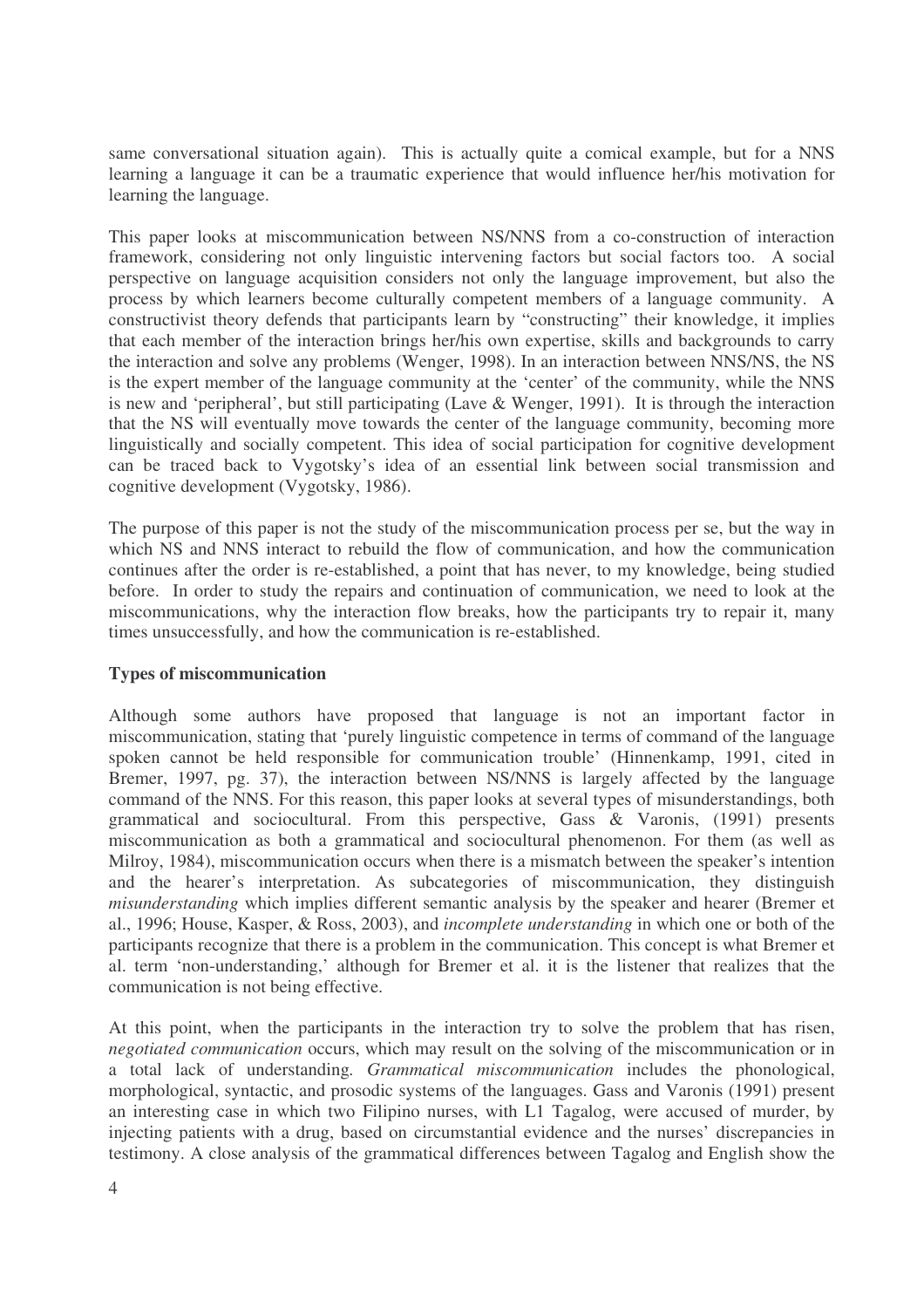same conversational situation again). This is actually quite a comical example, but for a NNS learning a language it can be a traumatic experience that would influence her/his motivation for learning the language.

This paper looks at miscommunication between NS/NNS from a co-construction of interaction framework, considering not only linguistic intervening factors but social factors too. A social perspective on language acquisition considers not only the language improvement, but also the process by which learners become culturally competent members of a language community. A constructivist theory defends that participants learn by "constructing" their knowledge, it implies that each member of the interaction brings her/his own expertise, skills and backgrounds to carry the interaction and solve any problems (Wenger, 1998). In an interaction between NNS/NS, the NS is the expert member of the language community at the 'center' of the community, while the NNS is new and 'peripheral', but still participating (Lave & Wenger, 1991). It is through the interaction that the NS will eventually move towards the center of the language community, becoming more linguistically and socially competent. This idea of social participation for cognitive development can be traced back to Vygotsky's idea of an essential link between social transmission and cognitive development (Vygotsky, 1986).

The purpose of this paper is not the study of the miscommunication process per se, but the way in which NS and NNS interact to rebuild the flow of communication, and how the communication continues after the order is re-established, a point that has never, to my knowledge, being studied before. In order to study the repairs and continuation of communication, we need to look at the miscommunications, why the interaction flow breaks, how the participants try to repair it, many times unsuccessfully, and how the communication is re-established.

**Types of miscommunication**

Although some authors have proposed that language is not an important factor in miscommunication, stating that 'purely linguistic competence in terms of command of the language spoken cannot be held responsible for communication trouble' (Hinnenkamp, 1991, cited in Bremer, 1997, pg. 37), the interaction between NS/NNS is largely affected by the language command of the NNS. For this reason, this paper looks at several types of misunderstandings, both grammatical and sociocultural. From this perspective, Gass & Varonis, (1991) presents miscommunication as both a grammatical and sociocultural phenomenon. For them (as well as Milroy, 1984), miscommunication occurs when there is a mismatch between the speaker's intention and the hearer's interpretation. As subcategories of miscommunication, they distinguish *misunderstanding* which implies different semantic analysis by the speaker and hearer (Bremer et al., 1996; House, Kasper, & Ross, 2003), and *incomplete understanding* in which one or both of the participants recognize that there is a problem in the communication. This concept is what Bremer et al. term 'non-understanding,' although for Bremer et al. it is the listener that realizes that the communication is not being effective.

At this point, when the participants in the interaction try to solve the problem that has risen, *negotiated communication* occurs, which may result on the solving of the miscommunication or in a total lack of understanding. *Grammatical miscommunication* includes the phonological, morphological, syntactic, and prosodic systems of the languages. Gass and Varonis (1991) present an interesting case in which two Filipino nurses, with L1 Tagalog, were accused of murder, by injecting patients with a drug, based on circumstantial evidence and the nurses' discrepancies in testimony. A close analysis of the grammatical differences between Tagalog and English show the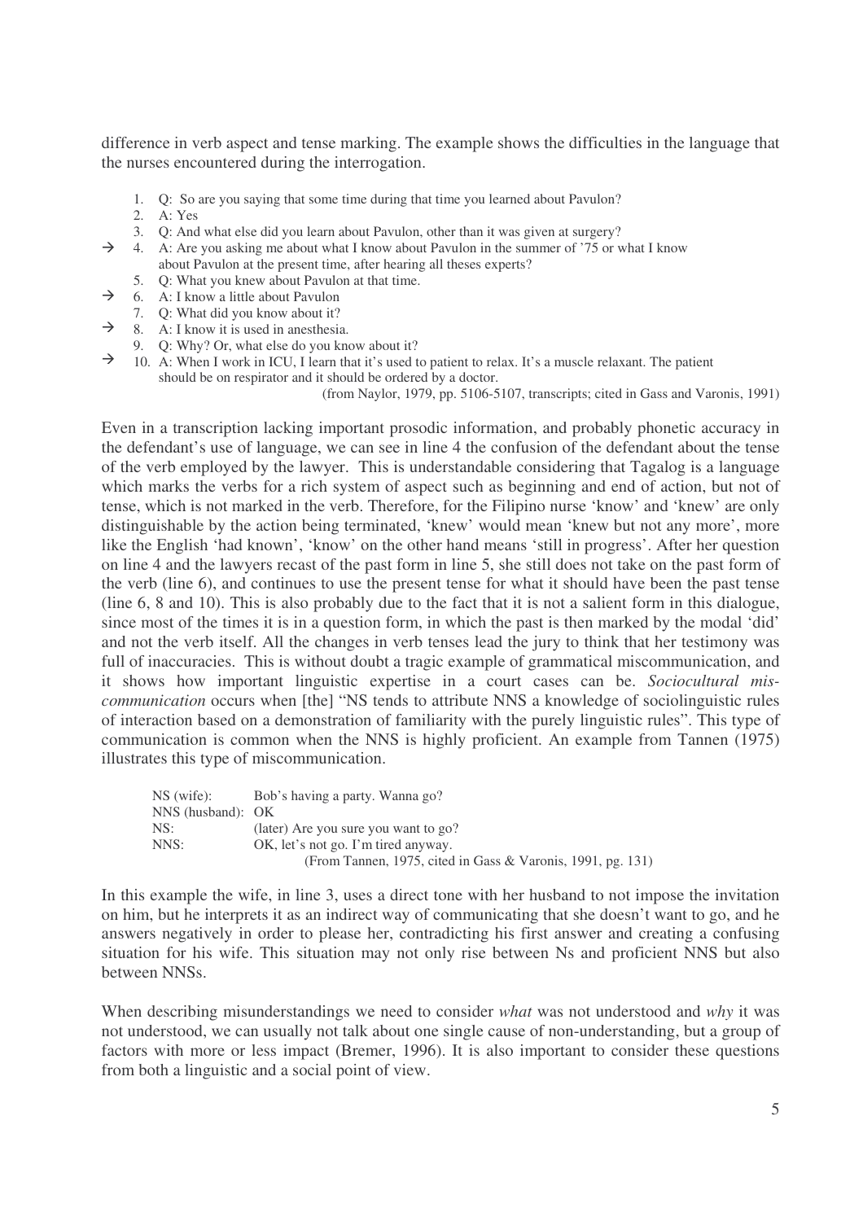difference in verb aspect and tense marking. The example shows the difficulties in the language that the nurses encountered during the interrogation.

1. Q: So are you saying that some time during that time you learned about Pavulon?
2. A: Yes
3. Q: And what else did you learn about Pavulon, other than it was given at surgery?
4. → A: Are you asking me about what I know about Pavulon in the summer of '75 or what I know about Pavulon at the present time, after hearing all theses experts?
5. Q: What you knew about Pavulon at that time.
6. → A: I know a little about Pavulon
7. Q: What did you know about it?
8. → A: I know it is used in anesthesia.
9. Q: Why? Or, what else do you know about it?
10. → A: When I work in ICU, I learn that it's used to patient to relax. It's a muscle relaxant. The patient should be on respirator and it should be ordered by a doctor.

(from Naylor, 1979, pp. 5106-5107, transcripts; cited in Gass and Varonis, 1991)

Even in a transcription lacking important prosodic information, and probably phonetic accuracy in the defendant's use of language, we can see in line 4 the confusion of the defendant about the tense of the verb employed by the lawyer. This is understandable considering that Tagalog is a language which marks the verbs for a rich system of aspect such as beginning and end of action, but not of tense, which is not marked in the verb. Therefore, for the Filipino nurse 'know' and 'knew' are only distinguishable by the action being terminated, 'knew' would mean 'knew but not any more', more like the English 'had known', 'know' on the other hand means 'still in progress'. After her question on line 4 and the lawyers recast of the past form in line 5, she still does not take on the past form of the verb (line 6), and continues to use the present tense for what it should have been the past tense (line 6, 8 and 10). This is also probably due to the fact that it is not a salient form in this dialogue, since most of the times it is in a question form, in which the past is then marked by the modal 'did' and not the verb itself. All the changes in verb tenses lead the jury to think that her testimony was full of inaccuracies. This is without doubt a tragic example of grammatical miscommunication, and it shows how important linguistic expertise in a court cases can be. *Sociocultural mis-communication* occurs when [the] "NS tends to attribute NNS a knowledge of sociolinguistic rules of interaction based on a demonstration of familiarity with the purely linguistic rules". This type of communication is common when the NNS is highly proficient. An example from Tannen (1975) illustrates this type of miscommunication.

| | |
|---|---|
| NS (wife): | Bob's having a party. Wanna go? |
| NNS (husband): | OK |
| NS: | (later) Are you sure you want to go? |
| NNS: | OK, let's not go. I'm tired anyway. |

(From Tannen, 1975, cited in Gass & Varonis, 1991, pg. 131)

In this example the wife, in line 3, uses a direct tone with her husband to not impose the invitation on him, but he interprets it as an indirect way of communicating that she doesn't want to go, and he answers negatively in order to please her, contradicting his first answer and creating a confusing situation for his wife. This situation may not only rise between Ns and proficient NNS but also between NNSs.

When describing misunderstandings we need to consider *what* was not understood and *why* it was not understood, we can usually not talk about one single cause of non-understanding, but a group of factors with more or less impact (Bremer, 1996). It is also important to consider these questions from both a linguistic and a social point of view.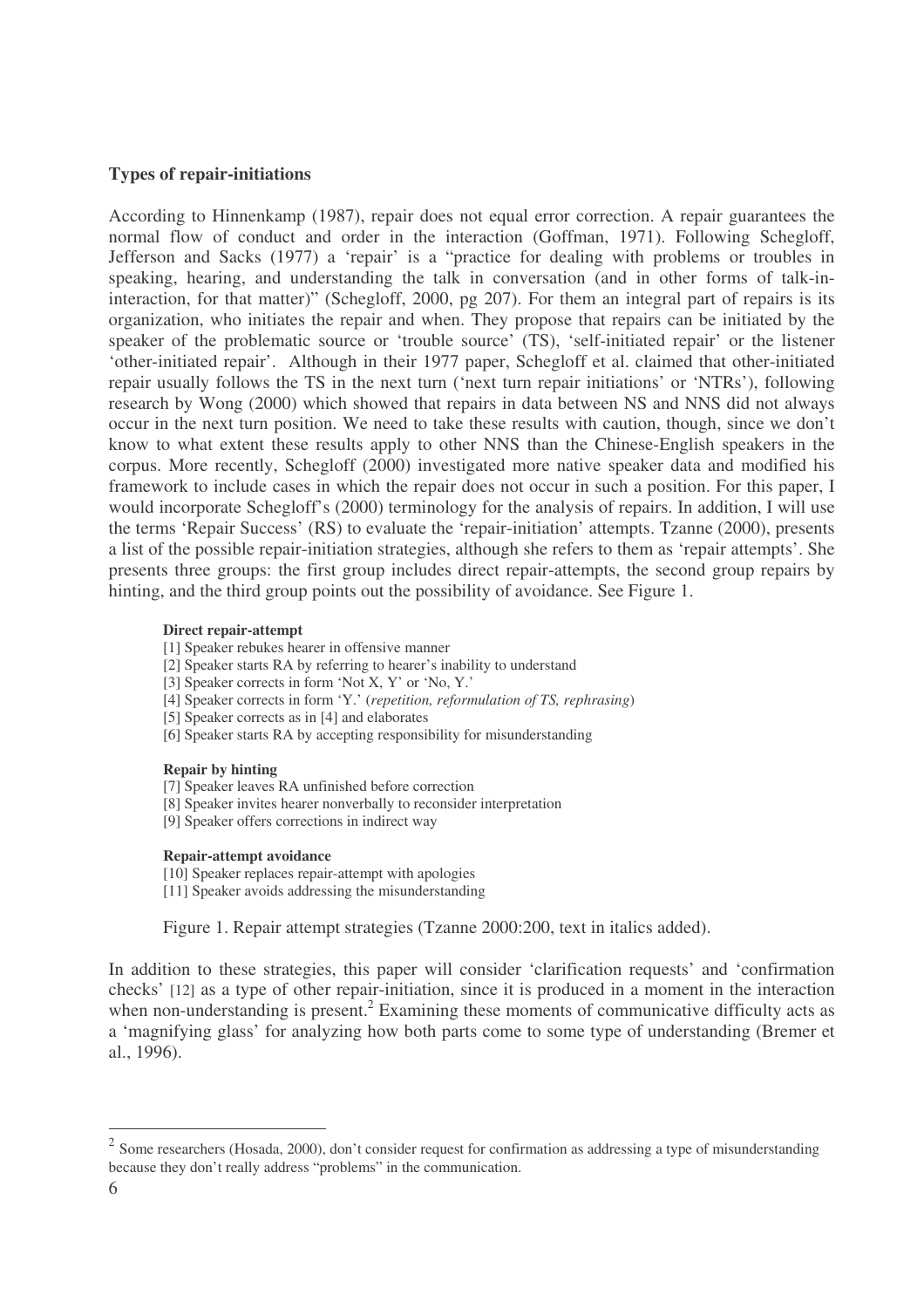**Types of repair-initiations**

According to Hinnenkamp (1987), repair does not equal error correction. A repair guarantees the normal flow of conduct and order in the interaction (Goffman, 1971). Following Schegloff, Jefferson and Sacks (1977) a 'repair' is a "practice for dealing with problems or troubles in speaking, hearing, and understanding the talk in conversation (and in other forms of talk-in-interaction, for that matter)" (Schegloff, 2000, pg 207). For them an integral part of repairs is its organization, who initiates the repair and when. They propose that repairs can be initiated by the speaker of the problematic source or 'trouble source' (TS), 'self-initiated repair' or the listener 'other-initiated repair'. Although in their 1977 paper, Schegloff et al. claimed that other-initiated repair usually follows the TS in the next turn ('next turn repair initiations' or 'NTRs'), following research by Wong (2000) which showed that repairs in data between NS and NNS did not always occur in the next turn position. We need to take these results with caution, though, since we don't know to what extent these results apply to other NNS than the Chinese-English speakers in the corpus. More recently, Schegloff (2000) investigated more native speaker data and modified his framework to include cases in which the repair does not occur in such a position. For this paper, I would incorporate Schegloff's (2000) terminology for the analysis of repairs. In addition, I will use the terms 'Repair Success' (RS) to evaluate the 'repair-initiation' attempts. Tzanne (2000), presents a list of the possible repair-initiation strategies, although she refers to them as 'repair attempts'. She presents three groups: the first group includes direct repair-attempts, the second group repairs by hinting, and the third group points out the possibility of avoidance. See Figure 1.

**Direct repair-attempt**

[1] Speaker rebukes hearer in offensive manner
[2] Speaker starts RA by referring to hearer's inability to understand
[3] Speaker corrects in form 'Not X, Y' or 'No, Y.'
[4] Speaker corrects in form 'Y.' (*repetition, reformulation of TS, rephrasing*)
[5] Speaker corrects as in [4] and elaborates
[6] Speaker starts RA by accepting responsibility for misunderstanding

**Repair by hinting**

[7] Speaker leaves RA unfinished before correction
[8] Speaker invites hearer nonverbally to reconsider interpretation
[9] Speaker offers corrections in indirect way

**Repair-attempt avoidance**

[10] Speaker replaces repair-attempt with apologies
[11] Speaker avoids addressing the misunderstanding

Figure 1. Repair attempt strategies (Tzanne 2000:200, text in italics added).

In addition to these strategies, this paper will consider 'clarification requests' and 'confirmation checks' [12] as a type of other repair-initiation, since it is produced in a moment in the interaction when non-understanding is present.[2] Examining these moments of communicative difficulty acts as a 'magnifying glass' for analyzing how both parts come to some type of understanding (Bremer et al., 1996).

---

[2] Some researchers (Hosada, 2000), don't consider request for confirmation as addressing a type of misunderstanding because they don't really address "problems" in the communication.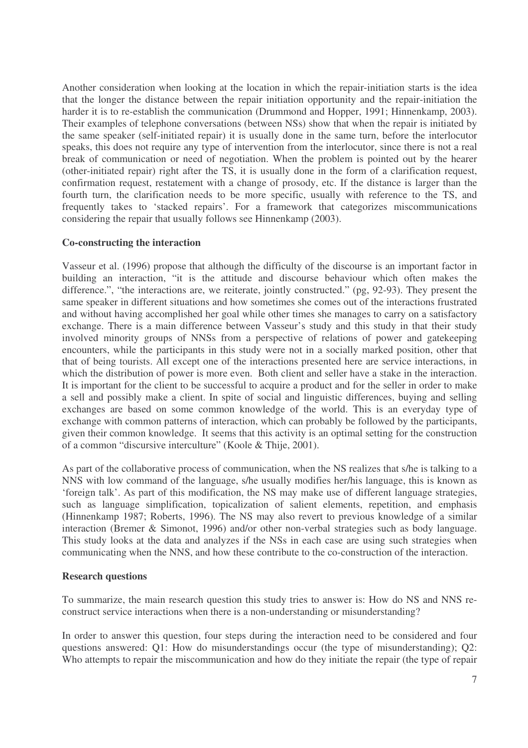Another consideration when looking at the location in which the repair-initiation starts is the idea that the longer the distance between the repair initiation opportunity and the repair-initiation the harder it is to re-establish the communication (Drummond and Hopper, 1991; Hinnenkamp, 2003). Their examples of telephone conversations (between NSs) show that when the repair is initiated by the same speaker (self-initiated repair) it is usually done in the same turn, before the interlocutor speaks, this does not require any type of intervention from the interlocutor, since there is not a real break of communication or need of negotiation. When the problem is pointed out by the hearer (other-initiated repair) right after the TS, it is usually done in the form of a clarification request, confirmation request, restatement with a change of prosody, etc. If the distance is larger than the fourth turn, the clarification needs to be more specific, usually with reference to the TS, and frequently takes to 'stacked repairs'. For a framework that categorizes miscommunications considering the repair that usually follows see Hinnenkamp (2003).

**Co-constructing the interaction**

Vasseur et al. (1996) propose that although the difficulty of the discourse is an important factor in building an interaction, "it is the attitude and discourse behaviour which often makes the difference.", "the interactions are, we reiterate, jointly constructed." (pg, 92-93). They present the same speaker in different situations and how sometimes she comes out of the interactions frustrated and without having accomplished her goal while other times she manages to carry on a satisfactory exchange. There is a main difference between Vasseur's study and this study in that their study involved minority groups of NNSs from a perspective of relations of power and gatekeeping encounters, while the participants in this study were not in a socially marked position, other that that of being tourists. All except one of the interactions presented here are service interactions, in which the distribution of power is more even. Both client and seller have a stake in the interaction. It is important for the client to be successful to acquire a product and for the seller in order to make a sell and possibly make a client. In spite of social and linguistic differences, buying and selling exchanges are based on some common knowledge of the world. This is an everyday type of exchange with common patterns of interaction, which can probably be followed by the participants, given their common knowledge. It seems that this activity is an optimal setting for the construction of a common "discursive interculture" (Koole & Thije, 2001).

As part of the collaborative process of communication, when the NS realizes that s/he is talking to a NNS with low command of the language, s/he usually modifies her/his language, this is known as 'foreign talk'. As part of this modification, the NS may make use of different language strategies, such as language simplification, topicalization of salient elements, repetition, and emphasis (Hinnenkamp 1987; Roberts, 1996). The NS may also revert to previous knowledge of a similar interaction (Bremer & Simonot, 1996) and/or other non-verbal strategies such as body language. This study looks at the data and analyzes if the NSs in each case are using such strategies when communicating when the NNS, and how these contribute to the co-construction of the interaction.

**Research questions**

To summarize, the main research question this study tries to answer is: How do NS and NNS re-construct service interactions when there is a non-understanding or misunderstanding?

In order to answer this question, four steps during the interaction need to be considered and four questions answered: Q1: How do misunderstandings occur (the type of misunderstanding); Q2: Who attempts to repair the miscommunication and how do they initiate the repair (the type of repair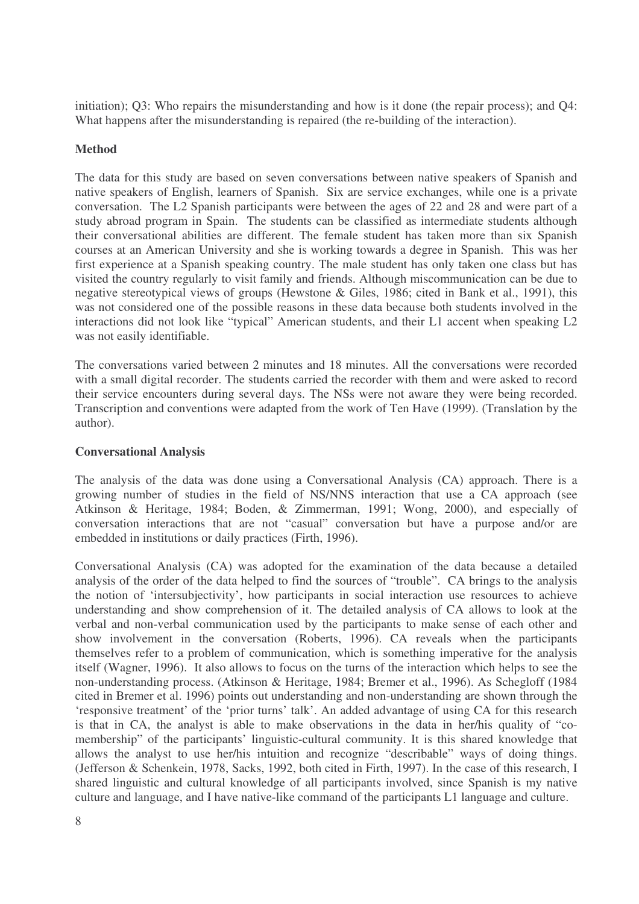initiation); Q3: Who repairs the misunderstanding and how is it done (the repair process); and Q4: What happens after the misunderstanding is repaired (the re-building of the interaction).

## Method

The data for this study are based on seven conversations between native speakers of Spanish and native speakers of English, learners of Spanish. Six are service exchanges, while one is a private conversation. The L2 Spanish participants were between the ages of 22 and 28 and were part of a study abroad program in Spain. The students can be classified as intermediate students although their conversational abilities are different. The female student has taken more than six Spanish courses at an American University and she is working towards a degree in Spanish. This was her first experience at a Spanish speaking country. The male student has only taken one class but has visited the country regularly to visit family and friends. Although miscommunication can be due to negative stereotypical views of groups (Hewstone & Giles, 1986; cited in Bank et al., 1991), this was not considered one of the possible reasons in these data because both students involved in the interactions did not look like "typical" American students, and their L1 accent when speaking L2 was not easily identifiable.

The conversations varied between 2 minutes and 18 minutes. All the conversations were recorded with a small digital recorder. The students carried the recorder with them and were asked to record their service encounters during several days. The NSs were not aware they were being recorded. Transcription and conventions were adapted from the work of Ten Have (1999). (Translation by the author).

## Conversational Analysis

The analysis of the data was done using a Conversational Analysis (CA) approach. There is a growing number of studies in the field of NS/NNS interaction that use a CA approach (see Atkinson & Heritage, 1984; Boden, & Zimmerman, 1991; Wong, 2000), and especially of conversation interactions that are not "casual" conversation but have a purpose and/or are embedded in institutions or daily practices (Firth, 1996).

Conversational Analysis (CA) was adopted for the examination of the data because a detailed analysis of the order of the data helped to find the sources of "trouble". CA brings to the analysis the notion of 'intersubjectivity', how participants in social interaction use resources to achieve understanding and show comprehension of it. The detailed analysis of CA allows to look at the verbal and non-verbal communication used by the participants to make sense of each other and show involvement in the conversation (Roberts, 1996). CA reveals when the participants themselves refer to a problem of communication, which is something imperative for the analysis itself (Wagner, 1996). It also allows to focus on the turns of the interaction which helps to see the non-understanding process. (Atkinson & Heritage, 1984; Bremer et al., 1996). As Schegloff (1984 cited in Bremer et al. 1996) points out understanding and non-understanding are shown through the 'responsive treatment' of the 'prior turns' talk'. An added advantage of using CA for this research is that in CA, the analyst is able to make observations in the data in her/his quality of "co-membership" of the participants' linguistic-cultural community. It is this shared knowledge that allows the analyst to use her/his intuition and recognize "describable" ways of doing things. (Jefferson & Schenkein, 1978, Sacks, 1992, both cited in Firth, 1997). In the case of this research, I shared linguistic and cultural knowledge of all participants involved, since Spanish is my native culture and language, and I have native-like command of the participants L1 language and culture.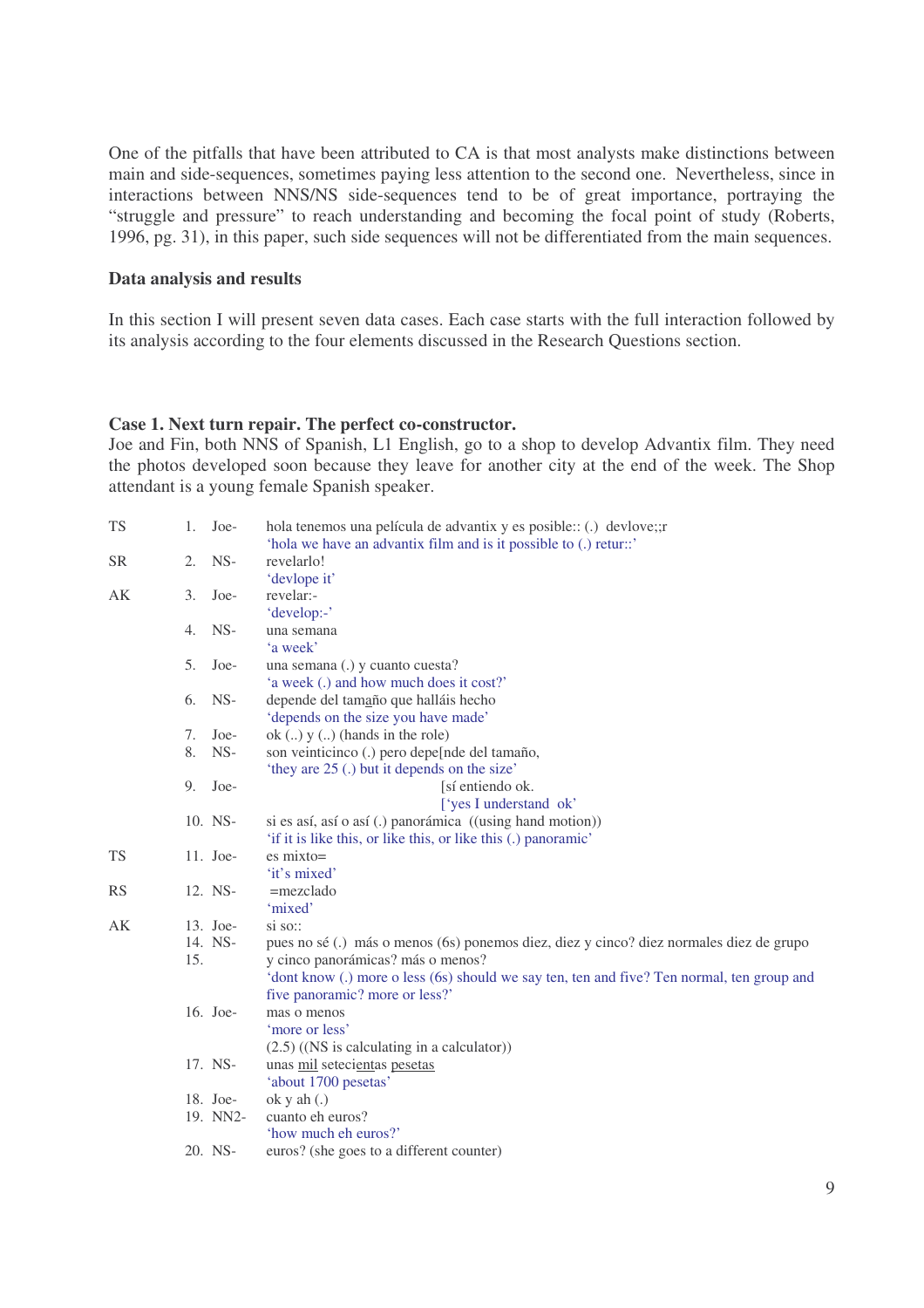One of the pitfalls that have been attributed to CA is that most analysts make distinctions between main and side-sequences, sometimes paying less attention to the second one. Nevertheless, since in interactions between NNS/NS side-sequences tend to be of great importance, portraying the "struggle and pressure" to reach understanding and becoming the focal point of study (Roberts, 1996, pg. 31), in this paper, such side sequences will not be differentiated from the main sequences.

### Data analysis and results

In this section I will present seven data cases. Each case starts with the full interaction followed by its analysis according to the four elements discussed in the Research Questions section.

### Case 1. Next turn repair. The perfect co-constructor.

Joe and Fin, both NNS of Spanish, L1 English, go to a shop to develop Advantix film. They need the photos developed soon because they leave for another city at the end of the week. The Shop attendant is a young female Spanish speaker.

| | | | |
|---|---|---|---|
| TS | 1. | Joe- | hola tenemos una película de advantix y es posible:: (.) devlove;;r<br>'hola we have an advantix film and is it possible to (.) retur::' |
| SR | 2. | NS- | revelarlo!<br>'devlope it' |
| AK | 3. | Joe- | revelar:-<br>'develop:-' |
| | 4. | NS- | una semana<br>'a week' |
| | 5. | Joe- | una semana (.) y cuanto cuesta?<br>'a week (.) and how much does it cost?' |
| | 6. | NS- | depende del tamaño que halláis hecho<br>'depends on the size you have made' |
| | 7. | Joe- | ok (..) y (..) (hands in the role) |
| | 8. | NS- | son veinticinco (.) pero depe[nde del tamaño,<br>'they are 25 (.) but it depends on the size' |
| | 9. | Joe- | [sí entiendo ok.<br>['yes I understand ok' |
| | 10. | NS- | si es así, así o así (.) panorámica ((using hand motion))<br>'if it is like this, or like this, or like this (.) panoramic' |
| TS | 11. | Joe- | es mixto=<br>'it's mixed' |
| RS | 12. | NS- | =mezclado<br>'mixed' |
| AK | 13. | Joe- | si so:: |
| | 14.<br>15. | NS- | pues no sé (.) más o menos (6s) ponemos diez, diez y cinco? diez normales diez de grupo y cinco panorámicas? más o menos?<br>'dont know (.) more o less (6s) should we say ten, ten and five? Ten normal, ten group and five panoramic? more or less?' |
| | 16. | Joe- | mas o menos<br>'more or less'<br>(2.5) ((NS is calculating in a calculator)) |
| | 17. | NS- | unas <u>mil</u> sete<u>cient</u>as <u>pesetas</u><br>'about 1700 pesetas' |
| | 18. | Joe- | ok y ah (.) |
| | 19. | NN2- | cuanto eh euros?<br>'how much eh euros?' |
| | 20. | NS- | euros? (she goes to a different counter) |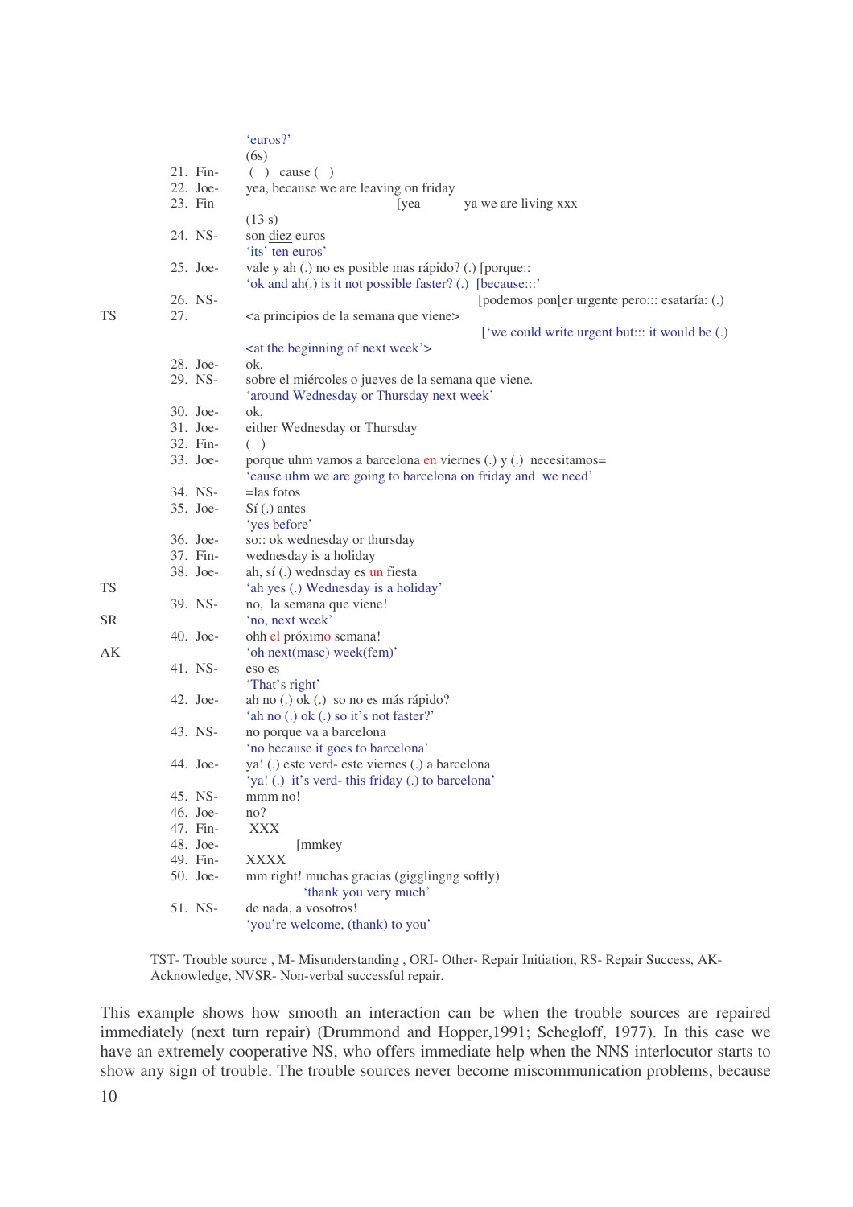```
                  'euros?'
                  (6s)
      21. Fin-     (  )   cause (   )
      22. Joe-    yea, because we are leaving on friday
      23. Fin                             [yea          ya we are living xxx
                  (13 s)
      24. NS-     son diez euros
                  'its' ten euros'
      25. Joe-    vale y ah (.) no es posible mas rápido? (.) [porque::
                  'ok and ah(.) is it not possible faster? (.)  [because:::'
      26. NS-                                              [podemos pon[er urgente pero::: esataría: (.)
TS    27.         <a principios de la semana que viene>
                                                            ['we could write urgent but::: it would be (.)
                  <at the beginning of next week'>
      28. Joe-    ok,
      29. NS-     sobre el miércoles o jueves de la semana que viene.
                  'around Wednesday or Thursday next week'
      30. Joe-    ok,
      31. Joe-    either Wednesday or Thursday
      32. Fin-    (  )
      33. Joe-    porque uhm vamos a barcelona en viernes (.) y (.)  necesitamos=
                  'cause uhm we are going to barcelona on friday and  we need'
      34. NS-     =las fotos
      35. Joe-    Sí (.) antes
                  'yes before'
      36. Joe-    so:: ok wednesday or thursday
      37. Fin-    wednesday is a holiday
      38. Joe-    ah, sí (.) wednsday es un fiesta
TS                'ah yes (.) Wednesday is a holiday'
      39. NS-     no,  la semana que viene!
SR                'no, next week'
      40. Joe-    ohh el próximo semana!
AK                'oh next(masc) week(fem)'
      41. NS-     eso es
                  'That's right'
      42. Joe-    ah no (.) ok (.)  so no es más rápido?
                  'ah no (.) ok (.) so it's not faster?'
      43. NS-     no porque va a barcelona
                  'no because it goes to barcelona'
      44. Joe-    ya! (.) este verd- este viernes (.) a barcelona
                  'ya! (.)  it's verd- this friday (.) to barcelona'
      45. NS-     mmm no!
      46. Joe-    no?
      47. Fin-     XXX
      48. Joe-            [mmkey
      49. Fin-    XXXX
      50. Joe-    mm right! muchas gracias (gigglingng softly)
                          'thank you very much'
      51. NS-     de nada, a vosotros!
                  'you're welcome, (thank) to you'
```

TST- Trouble source , M- Misunderstanding , ORI- Other- Repair Initiation, RS- Repair Success, AK- Acknowledge, NVSR- Non-verbal successful repair.

This example shows how smooth an interaction can be when the trouble sources are repaired immediately (next turn repair) (Drummond and Hopper,1991; Schegloff, 1977). In this case we have an extremely cooperative NS, who offers immediate help when the NNS interlocutor starts to show any sign of trouble. The trouble sources never become miscommunication problems, because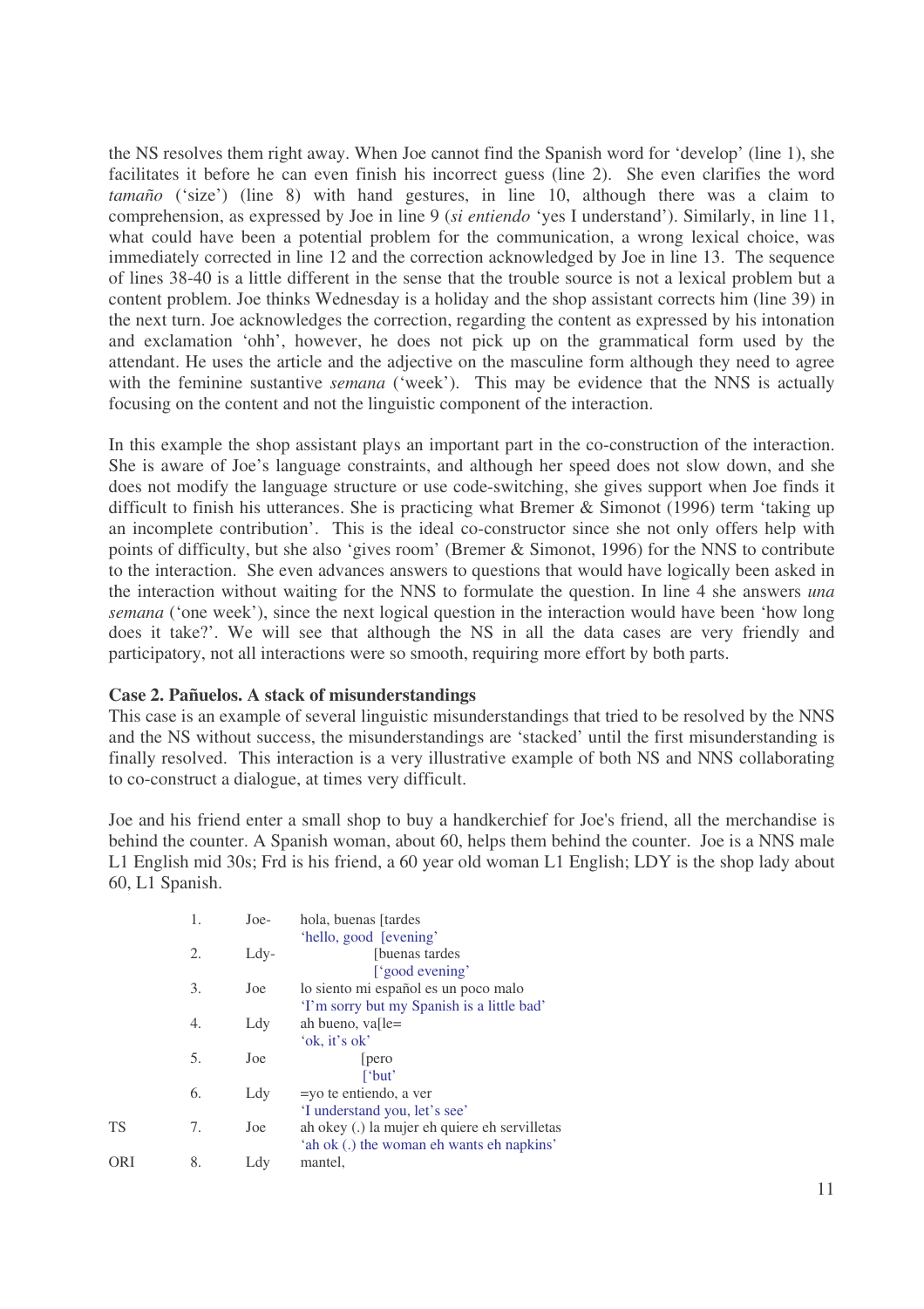the NS resolves them right away. When Joe cannot find the Spanish word for 'develop' (line 1), she facilitates it before he can even finish his incorrect guess (line 2). She even clarifies the word *tamaño* ('size') (line 8) with hand gestures, in line 10, although there was a claim to comprehension, as expressed by Joe in line 9 (*si entiendo* 'yes I understand'). Similarly, in line 11, what could have been a potential problem for the communication, a wrong lexical choice, was immediately corrected in line 12 and the correction acknowledged by Joe in line 13. The sequence of lines 38-40 is a little different in the sense that the trouble source is not a lexical problem but a content problem. Joe thinks Wednesday is a holiday and the shop assistant corrects him (line 39) in the next turn. Joe acknowledges the correction, regarding the content as expressed by his intonation and exclamation 'ohh', however, he does not pick up on the grammatical form used by the attendant. He uses the article and the adjective on the masculine form although they need to agree with the feminine sustantive *semana* ('week'). This may be evidence that the NNS is actually focusing on the content and not the linguistic component of the interaction.

In this example the shop assistant plays an important part in the co-construction of the interaction. She is aware of Joe's language constraints, and although her speed does not slow down, and she does not modify the language structure or use code-switching, she gives support when Joe finds it difficult to finish his utterances. She is practicing what Bremer & Simonot (1996) term 'taking up an incomplete contribution'. This is the ideal co-constructor since she not only offers help with points of difficulty, but she also 'gives room' (Bremer & Simonot, 1996) for the NNS to contribute to the interaction. She even advances answers to questions that would have logically been asked in the interaction without waiting for the NNS to formulate the question. In line 4 she answers *una semana* ('one week'), since the next logical question in the interaction would have been 'how long does it take?'. We will see that although the NS in all the data cases are very friendly and participatory, not all interactions were so smooth, requiring more effort by both parts.

**Case 2. Pañuelos. A stack of misunderstandings**

This case is an example of several linguistic misunderstandings that tried to be resolved by the NNS and the NS without success, the misunderstandings are 'stacked' until the first misunderstanding is finally resolved. This interaction is a very illustrative example of both NS and NNS collaborating to co-construct a dialogue, at times very difficult.

Joe and his friend enter a small shop to buy a handkerchief for Joe's friend, all the merchandise is behind the counter. A Spanish woman, about 60, helps them behind the counter. Joe is a NNS male L1 English mid 30s; Frd is his friend, a 60 year old woman L1 English; LDY is the shop lady about 60, L1 Spanish.

| | | | |
|---|---|---|---|
| | 1. | Joe- | hola, buenas [tardes<br>'hello, good [evening' |
| | 2. | Ldy- | [buenas tardes<br>['good evening' |
| | 3. | Joe | lo siento mi español es un poco malo<br>'I'm sorry but my Spanish is a little bad' |
| | 4. | Ldy | ah bueno, va[le=<br>'ok, it's ok' |
| | 5. | Joe | [pero<br>['but' |
| | 6. | Ldy | =yo te entiendo, a ver<br>'I understand you, let's see' |
| TS | 7. | Joe | ah okey (.) la mujer eh quiere eh servilletas<br>'ah ok (.) the woman eh wants eh napkins' |
| ORI | 8. | Ldy | mantel, |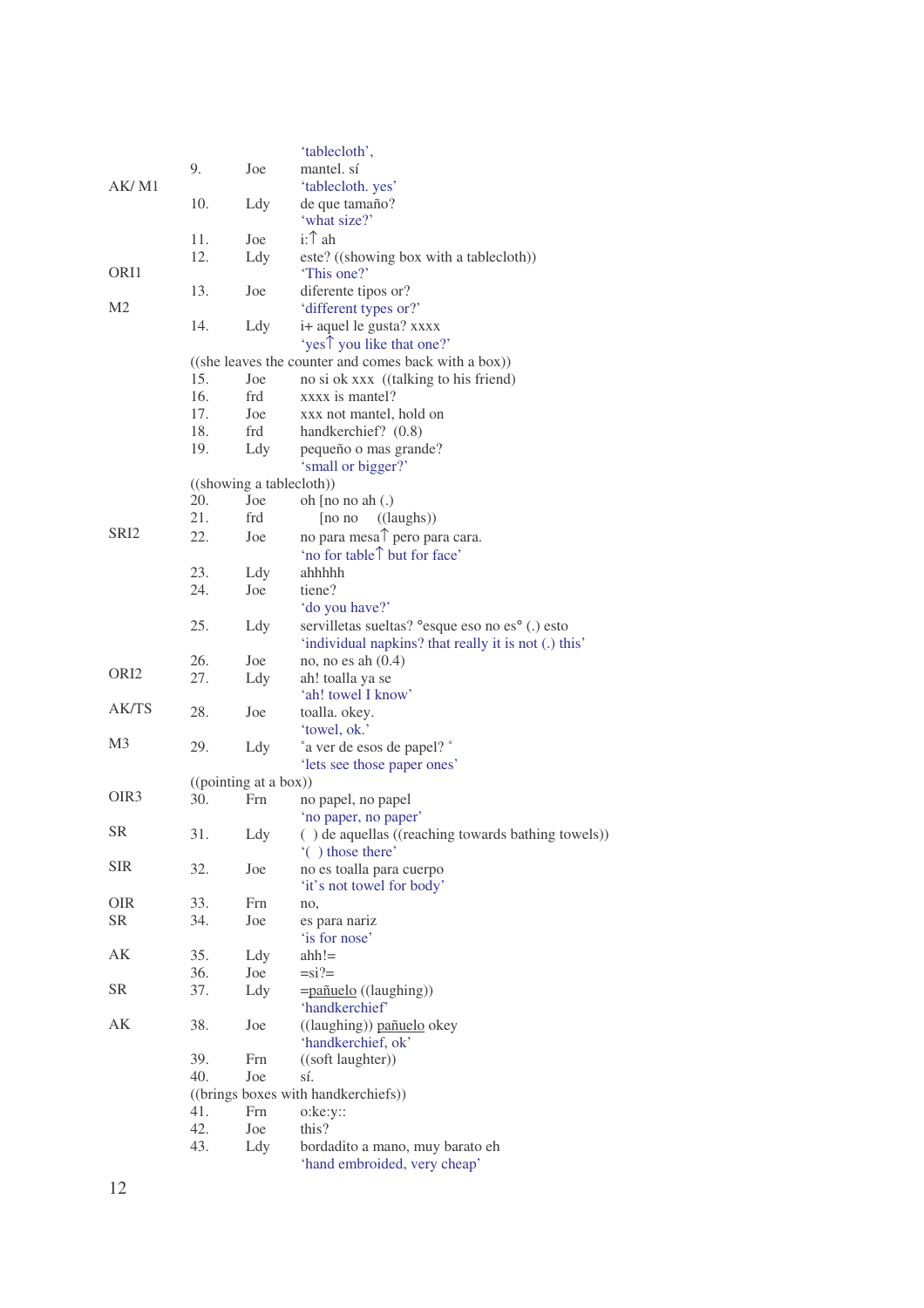| | | | |
|---|---|---|---|
| | | | 'tablecloth', |
| | 9. | Joe | mantel. sí |
| AK/ M1 | | | 'tablecloth. yes' |
| | 10. | Ldy | de que tamaño? |
| | | | 'what size?' |
| | 11. | Joe | i:↑ ah |
| | 12. | Ldy | este? ((showing box with a tablecloth)) |
| ORI1 | | | 'This one?' |
| | 13. | Joe | diferente tipos or? |
| M2 | | | 'different types or?' |
| | 14. | Ldy | i+ aquel le gusta? xxxx |
| | | | 'yes↑ you like that one?' |
| | ((she leaves the counter and comes back with a box)) | | |
| | 15. | Joe | no si ok xxx ((talking to his friend)) |
| | 16. | frd | xxxx is mantel? |
| | 17. | Joe | xxx not mantel, hold on |
| | 18. | frd | handkerchief? (0.8) |
| | 19. | Ldy | pequeño o mas grande? |
| | | | 'small or bigger?' |
| | ((showing a tablecloth)) | | |
| | 20. | Joe | oh [no no ah (.) |
| | 21. | frd | [no no ((laughs)) |
| SRI2 | 22. | Joe | no para mesa↑ pero para cara. |
| | | | 'no for table↑ but for face' |
| | 23. | Ldy | ahhhhh |
| | 24. | Joe | tiene? |
| | | | 'do you have?' |
| | 25. | Ldy | servilletas sueltas? °esque eso no es° (.) esto |
| | | | 'individual napkins? that really it is not (.) this' |
| | 26. | Joe | no, no es ah (0.4) |
| ORI2 | 27. | Ldy | ah! toalla ya se |
| | | | 'ah! towel I know' |
| AK/TS | 28. | Joe | toalla. okey. |
| | | | 'towel, ok.' |
| M3 | 29. | Ldy | °a ver de esos de papel? ° |
| | | | 'lets see those paper ones' |
| | ((pointing at a box)) | | |
| OIR3 | 30. | Frn | no papel, no papel |
| | | | 'no paper, no paper' |
| SR | 31. | Ldy | ( ) de aquellas ((reaching towards bathing towels)) |
| | | | '( ) those there' |
| SIR | 32. | Joe | no es toalla para cuerpo |
| | | | 'it's not towel for body' |
| OIR | 33. | Frn | no, |
| SR | 34. | Joe | es para nariz |
| | | | 'is for nose' |
| AK | 35. | Ldy | ahh!= |
| | 36. | Joe | =si?= |
| SR | 37. | Ldy | =pañuelo ((laughing)) |
| | | | 'handkerchief' |
| AK | 38. | Joe | ((laughing)) pañuelo okey |
| | | | 'handkerchief, ok' |
| | 39. | Frn | ((soft laughter)) |
| | 40. | Joe | sí. |
| | ((brings boxes with handkerchiefs)) | | |
| | 41. | Frn | o:ke:y:: |
| | 42. | Joe | this? |
| | 43. | Ldy | bordadito a mano, muy barato eh |
| | | | 'hand embroided, very cheap' |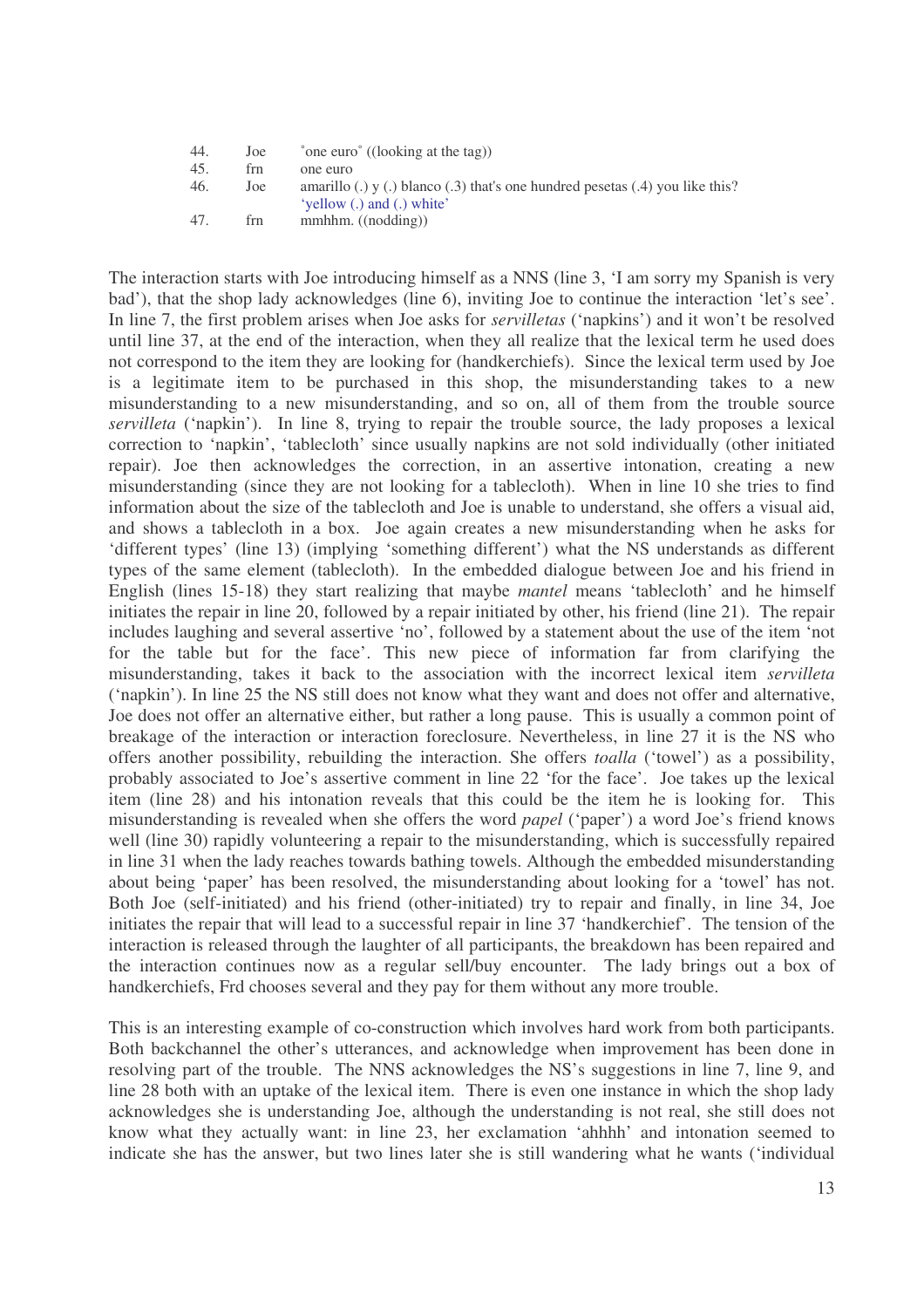| | | |
|---|---|---|
| 44. | Joe | °one euro° ((looking at the tag)) |
| 45. | frn | one euro |
| 46. | Joe | amarillo (.) y (.) blanco (.3) that's one hundred pesetas (.4) you like this?<br>'yellow (.) and (.) white' |
| 47. | frn | mmhhm. ((nodding)) |

The interaction starts with Joe introducing himself as a NNS (line 3, 'I am sorry my Spanish is very bad'), that the shop lady acknowledges (line 6), inviting Joe to continue the interaction 'let's see'. In line 7, the first problem arises when Joe asks for *servilletas* ('napkins') and it won't be resolved until line 37, at the end of the interaction, when they all realize that the lexical term he used does not correspond to the item they are looking for (handkerchiefs). Since the lexical term used by Joe is a legitimate item to be purchased in this shop, the misunderstanding takes to a new misunderstanding to a new misunderstanding, and so on, all of them from the trouble source *servilleta* ('napkin'). In line 8, trying to repair the trouble source, the lady proposes a lexical correction to 'napkin', 'tablecloth' since usually napkins are not sold individually (other initiated repair). Joe then acknowledges the correction, in an assertive intonation, creating a new misunderstanding (since they are not looking for a tablecloth). When in line 10 she tries to find information about the size of the tablecloth and Joe is unable to understand, she offers a visual aid, and shows a tablecloth in a box. Joe again creates a new misunderstanding when he asks for 'different types' (line 13) (implying 'something different') what the NS understands as different types of the same element (tablecloth). In the embedded dialogue between Joe and his friend in English (lines 15-18) they start realizing that maybe *mantel* means 'tablecloth' and he himself initiates the repair in line 20, followed by a repair initiated by other, his friend (line 21). The repair includes laughing and several assertive 'no', followed by a statement about the use of the item 'not for the table but for the face'. This new piece of information far from clarifying the misunderstanding, takes it back to the association with the incorrect lexical item *servilleta* ('napkin'). In line 25 the NS still does not know what they want and does not offer and alternative, Joe does not offer an alternative either, but rather a long pause. This is usually a common point of breakage of the interaction or interaction foreclosure. Nevertheless, in line 27 it is the NS who offers another possibility, rebuilding the interaction. She offers *toalla* ('towel') as a possibility, probably associated to Joe's assertive comment in line 22 'for the face'. Joe takes up the lexical item (line 28) and his intonation reveals that this could be the item he is looking for. This misunderstanding is revealed when she offers the word *papel* ('paper') a word Joe's friend knows well (line 30) rapidly volunteering a repair to the misunderstanding, which is successfully repaired in line 31 when the lady reaches towards bathing towels. Although the embedded misunderstanding about being 'paper' has been resolved, the misunderstanding about looking for a 'towel' has not. Both Joe (self-initiated) and his friend (other-initiated) try to repair and finally, in line 34, Joe initiates the repair that will lead to a successful repair in line 37 'handkerchief'. The tension of the interaction is released through the laughter of all participants, the breakdown has been repaired and the interaction continues now as a regular sell/buy encounter. The lady brings out a box of handkerchiefs, Frd chooses several and they pay for them without any more trouble.

This is an interesting example of co-construction which involves hard work from both participants. Both backchannel the other's utterances, and acknowledge when improvement has been done in resolving part of the trouble. The NNS acknowledges the NS's suggestions in line 7, line 9, and line 28 both with an uptake of the lexical item. There is even one instance in which the shop lady acknowledges she is understanding Joe, although the understanding is not real, she still does not know what they actually want: in line 23, her exclamation 'ahhhh' and intonation seemed to indicate she has the answer, but two lines later she is still wandering what he wants ('individual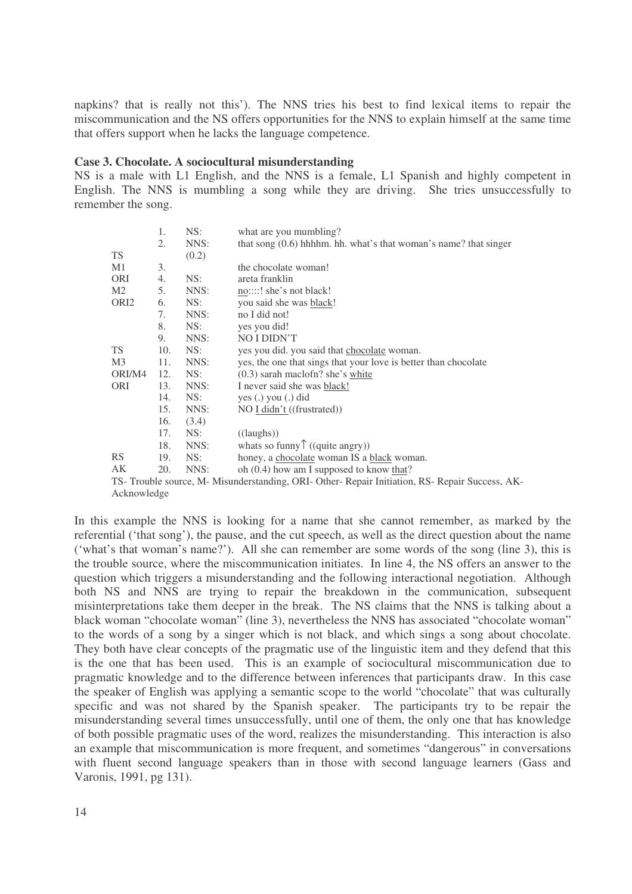napkins? that is really not this'). The NNS tries his best to find lexical items to repair the miscommunication and the NS offers opportunities for the NNS to explain himself at the same time that offers support when he lacks the language competence.

**Case 3. Chocolate. A sociocultural misunderstanding**

NS is a male with L1 English, and the NNS is a female, L1 Spanish and highly competent in English. The NNS is mumbling a song while they are driving. She tries unsuccessfully to remember the song.

| | | | |
|---|---|---|---|
| | 1. | NS: | what are you mumbling? |
| | 2. | NNS: | that song (0.6) hhhhm. hh. what's that woman's name? that singer |
| TS | | (0.2) | |
| M1 | 3. | | the chocolate woman! |
| ORI | 4. | NS: | areta franklin |
| M2 | 5. | NNS: | no::::! she's not black! |
| ORI2 | 6. | NS: | you said she was black! |
| | 7. | NNS: | no I did not! |
| | 8. | NS: | yes you did! |
| | 9. | NNS: | NO I DIDN'T |
| TS | 10. | NS: | yes you did. you said that chocolate woman. |
| M3 | 11. | NNS: | yes, the one that sings that your love is better than chocolate |
| ORI/M4 | 12. | NS: | (0.3) sarah maclofn? she's white |
| ORI | 13. | NNS: | I never said she was black! |
| | 14. | NS: | yes (.) you (.) did |
| | 15. | NNS: | NO I didn't ((frustrated)) |
| | 16. | (3.4) | |
| | 17. | NS: | ((laughs)) |
| | 18. | NNS: | whats so funny↑ ((quite angry)) |
| RS | 19. | NS: | honey, a chocolate woman IS a black woman. |
| AK | 20. | NNS: | oh (0.4) how am I supposed to know that? |

TS- Trouble source, M- Misunderstanding, ORI- Other- Repair Initiation, RS- Repair Success, AK- Acknowledge

In this example the NNS is looking for a name that she cannot remember, as marked by the referential ('that song'), the pause, and the cut speech, as well as the direct question about the name ('what's that woman's name?'). All she can remember are some words of the song (line 3), this is the trouble source, where the miscommunication initiates. In line 4, the NS offers an answer to the question which triggers a misunderstanding and the following interactional negotiation. Although both NS and NNS are trying to repair the breakdown in the communication, subsequent misinterpretations take them deeper in the break. The NS claims that the NNS is talking about a black woman "chocolate woman" (line 3), nevertheless the NNS has associated "chocolate woman" to the words of a song by a singer which is not black, and which sings a song about chocolate. They both have clear concepts of the pragmatic use of the linguistic item and they defend that this is the one that has been used. This is an example of sociocultural miscommunication due to pragmatic knowledge and to the difference between inferences that participants draw. In this case the speaker of English was applying a semantic scope to the world "chocolate" that was culturally specific and was not shared by the Spanish speaker. The participants try to be repair the misunderstanding several times unsuccessfully, until one of them, the only one that has knowledge of both possible pragmatic uses of the word, realizes the misunderstanding. This interaction is also an example that miscommunication is more frequent, and sometimes "dangerous" in conversations with fluent second language speakers than in those with second language learners (Gass and Varonis, 1991, pg 131).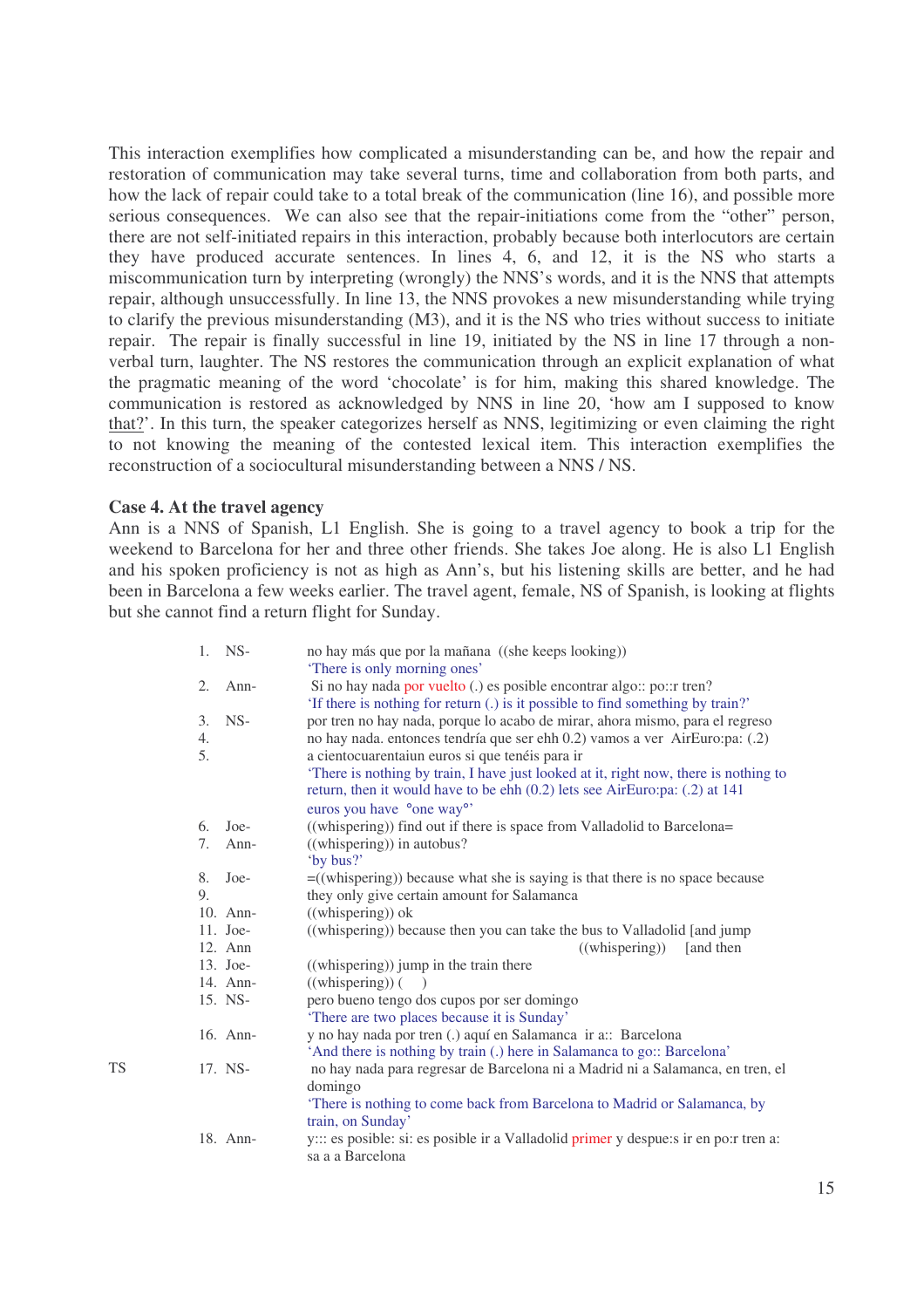This interaction exemplifies how complicated a misunderstanding can be, and how the repair and restoration of communication may take several turns, time and collaboration from both parts, and how the lack of repair could take to a total break of the communication (line 16), and possible more serious consequences. We can also see that the repair-initiations come from the "other" person, there are not self-initiated repairs in this interaction, probably because both interlocutors are certain they have produced accurate sentences. In lines 4, 6, and 12, it is the NS who starts a miscommunication turn by interpreting (wrongly) the NNS's words, and it is the NNS that attempts repair, although unsuccessfully. In line 13, the NNS provokes a new misunderstanding while trying to clarify the previous misunderstanding (M3), and it is the NS who tries without success to initiate repair. The repair is finally successful in line 19, initiated by the NS in line 17 through a non-verbal turn, laughter. The NS restores the communication through an explicit explanation of what the pragmatic meaning of the word 'chocolate' is for him, making this shared knowledge. The communication is restored as acknowledged by NNS in line 20, 'how am I supposed to know that?'. In this turn, the speaker categorizes herself as NNS, legitimizing or even claiming the right to not knowing the meaning of the contested lexical item. This interaction exemplifies the reconstruction of a sociocultural misunderstanding between a NNS / NS.

**Case 4. At the travel agency**

Ann is a NNS of Spanish, L1 English. She is going to a travel agency to book a trip for the weekend to Barcelona for her and three other friends. She takes Joe along. He is also L1 English and his spoken proficiency is not as high as Ann's, but his listening skills are better, and he had been in Barcelona a few weeks earlier. The travel agent, female, NS of Spanish, is looking at flights but she cannot find a return flight for Sunday.

| | | | |
|---|---|---|---|
| | 1. | NS- | no hay más que por la mañana ((she keeps looking))<br>'There is only morning ones' |
| | 2. | Ann- | Si no hay nada por vuelto (.) es posible encontrar algo:: po::r tren?<br>'If there is nothing for return (.) is it possible to find something by train?' |
| | 3. | NS- | por tren no hay nada, porque lo acabo de mirar, ahora mismo, para el regreso |
| | 4. | | no hay nada. entonces tendría que ser ehh 0.2) vamos a ver AirEuro:pa: (.2) |
| | 5. | | a cientocuarentaiun euros si que tenéis para ir<br>'There is nothing by train, I have just looked at it, right now, there is nothing to return, then it would have to be ehh (0.2) lets see AirEuro:pa: (.2) at 141 euros you have °one way°' |
| | 6. | Joe- | ((whispering)) find out if there is space from Valladolid to Barcelona= |
| | 7. | Ann- | ((whispering)) in autobus?<br>'by bus?' |
| | 8. | Joe- | =((whispering)) because what she is saying is that there is no space because |
| | 9. | | they only give certain amount for Salamanca |
| | 10. | Ann- | ((whispering)) ok |
| | 11. | Joe- | ((whispering)) because then you can take the bus to Valladolid [and jump |
| | 12. | Ann | ((whispering)) [and then |
| | 13. | Joe- | ((whispering)) jump in the train there |
| | 14. | Ann- | ((whispering)) ( ) |
| | 15. | NS- | pero bueno tengo dos cupos por ser domingo<br>'There are two places because it is Sunday' |
| | 16. | Ann- | y no hay nada por tren (.) aquí en Salamanca ir a:: Barcelona<br>'And there is nothing by train (.) here in Salamanca to go:: Barcelona' |
| TS | 17. | NS- | no hay nada para regresar de Barcelona ni a Madrid ni a Salamanca, en tren, el domingo<br>'There is nothing to come back from Barcelona to Madrid or Salamanca, by train, on Sunday' |
| | 18. | Ann- | y::: es posible: si: es posible ir a Valladolid primer y despue:s ir en po:r tren a: sa a a Barcelona |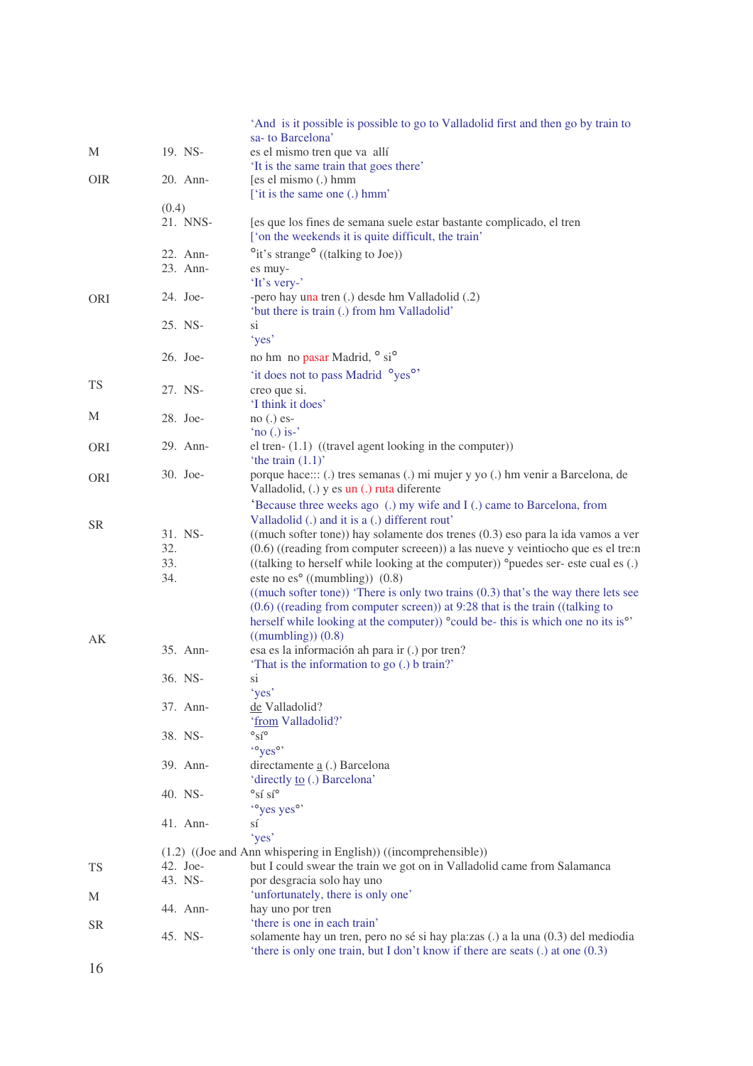'And is it possible is possible to go to Valladolid first and then go by train to sa- to Barcelona'

| | | |
|---|---|---|
| M | 19. NS- | es el mismo tren que va allí<br>'It is the same train that goes there' |
| OIR | 20. Ann- | [es el mismo (.) hmm<br>['it is the same one (.) hmm' |
| | (0.4) | |
| | 21. NNS- | [es que los fines de semana suele estar bastante complicado, el tren<br>['on the weekends it is quite difficult, the train' |
| | 22. Ann- | °it's strange° ((talking to Joe)) |
| | 23. Ann- | es muy-<br>'It's very-' |
| ORI | 24. Joe- | -pero hay una tren (.) desde hm Valladolid (.2)<br>'but there is train (.) from hm Valladolid' |
| | 25. NS- | si<br>'yes' |
| | 26. Joe- | no hm no pasar Madrid, ° si°<br>'it does not to pass Madrid °yes°' |
| TS | 27. NS- | creo que si.<br>'I think it does' |
| M | 28. Joe- | no (.) es-<br>'no (.) is-' |
| ORI | 29. Ann- | el tren- (1.1) ((travel agent looking in the computer))<br>'the train (1.1)' |
| ORI | 30. Joe- | porque hace::: (.) tres semanas (.) mi mujer y yo (.) hm venir a Barcelona, de Valladolid, (.) y es un (.) ruta diferente<br>'Because three weeks ago (.) my wife and I (.) came to Barcelona, from Valladolid (.) and it is a (.) different rout' |
| SR | 31. NS- | ((much softer tone)) hay solamente dos trenes (0.3) eso para la ida vamos a ver |
| | 32. | (0.6) ((reading from computer screeen)) a las nueve y veintiocho que es el tre:n |
| | 33. | ((talking to herself while looking at the computer)) °puedes ser- este cual es (.) |
| | 34. | este no es° ((mumbling)) (0.8)<br>((much softer tone)) 'There is only two trains (0.3) that's the way there lets see (0.6) ((reading from computer screen)) at 9:28 that is the train ((talking to herself while looking at the computer)) °could be- this is which one no its is°' ((mumbling)) (0.8) |
| AK | 35. Ann- | esa es la información ah para ir (.) por tren?<br>'That is the information to go (.) b train?' |
| | 36. NS- | si<br>'yes' |
| | 37. Ann- | de Valladolid?<br>'from Valladolid?' |
| | 38. NS- | °sí°<br>'°yes°' |
| | 39. Ann- | directamente a (.) Barcelona<br>'directly to (.) Barcelona' |
| | 40. NS- | °sí sí°<br>'°yes yes°' |
| | 41. Ann- | sí<br>'yes' |
| | (1.2) ((Joe and Ann whispering in English)) ((incomprehensible)) | |
| TS | 42. Joe- | but I could swear the train we got on in Valladolid came from Salamanca |
| | 43. NS- | por desgracia solo hay uno<br>'unfortunately, there is only one' |
| M | 44. Ann- | hay uno por tren<br>'there is one in each train' |
| SR | 45. NS- | solamente hay un tren, pero no sé si hay pla:zas (.) a la una (0.3) del mediodia<br>'there is only one train, but I don't know if there are seats (.) at one (0.3) |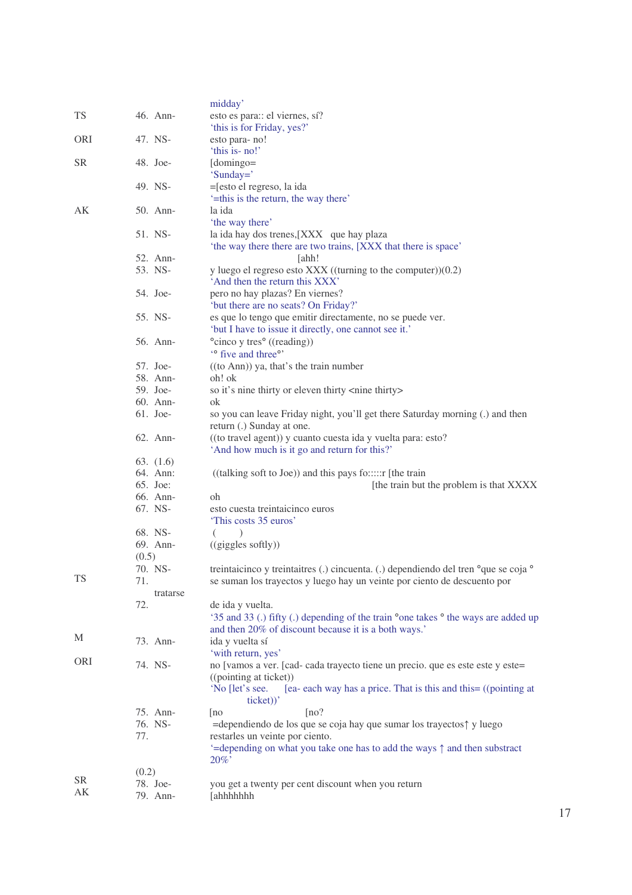| | | |
|---|---|---|
| | | midday’ |
| TS | 46. Ann- | esto es para:: el viernes, sí?<br>‘this is for Friday, yes?’ |
| ORI | 47. NS- | esto para- no!<br>‘this is- no!’ |
| SR | 48. Joe- | [domingo=<br>‘Sunday=’ |
| | 49. NS- | =[esto el regreso, la ida<br>‘=this is the return, the way there’ |
| AK | 50. Ann- | la ida<br>‘the way there’ |
| | 51. NS- | la ida hay dos trenes,[XXX que hay plaza<br>‘the way there there are two trains, [XXX that there is space’ |
| | 52. Ann- | [ahh! |
| | 53. NS- | y luego el regreso esto XXX ((turning to the computer))(0.2)<br>‘And then the return this XXX’ |
| | 54. Joe- | pero no hay plazas? En viernes?<br>‘but there are no seats? On Friday?’ |
| | 55. NS- | es que lo tengo que emitir directamente, no se puede ver.<br>‘but I have to issue it directly, one cannot see it.’ |
| | 56. Ann- | °cinco y tres° ((reading))<br>‘° five and three°’ |
| | 57. Joe- | ((to Ann)) ya, that’s the train number |
| | 58. Ann- | oh! ok |
| | 59. Joe- | so it’s nine thirty or eleven thirty <nine thirty> |
| | 60. Ann- | ok |
| | 61. Joe- | so you can leave Friday night, you’ll get there Saturday morning (.) and then return (.) Sunday at one. |
| | 62. Ann- | ((to travel agent)) y cuanto cuesta ida y vuelta para: esto?<br>‘And how much is it go and return for this?’ |
| | 63. (1.6) | |
| | 64. Ann: | ((talking soft to Joe)) and this pays fo:::::r [the train |
| | 65. Joe: | [the train but the problem is that XXXX |
| | 66. Ann- | oh |
| | 67. NS- | esto cuesta treintaicinco euros<br>‘This costs 35 euros’ |
| | 68. NS- | ( ) |
| | 69. Ann- | ((giggles softly)) |
| | (0.5) | |
| | 70. NS- | treintaicinco y treintaitres (.) cincuenta. (.) dependiendo del tren °que se coja ° |
| TS | 71. | se suman los trayectos y luego hay un veinte por ciento de descuento por tratarse |
| | 72. | de ida y vuelta.<br>‘35 and 33 (.) fifty (.) depending of the train °one takes ° the ways are added up and then 20% of discount because it is a both ways.’ |
| M | 73. Ann- | ida y vuelta sí<br>‘with return, yes’ |
| ORI | 74. NS- | no [vamos a ver. [cad- cada trayecto tiene un precio. que es este este y este= ((pointing at ticket))<br>‘No [let’s see. [ea- each way has a price. That is this and this= ((pointing at ticket))’ |
| | 75. Ann- | [no [no? |
| | 76. NS- | =dependiendo de los que se coja hay que sumar los trayectos↑ y luego |
| | 77. | restarles un veinte por ciento.<br>‘=depending on what you take one has to add the ways ↑ and then substract 20%’ |
| | (0.2) | |
| SR | 78. Joe- | you get a twenty per cent discount when you return |
| AK | 79. Ann- | [ahhhhhhh |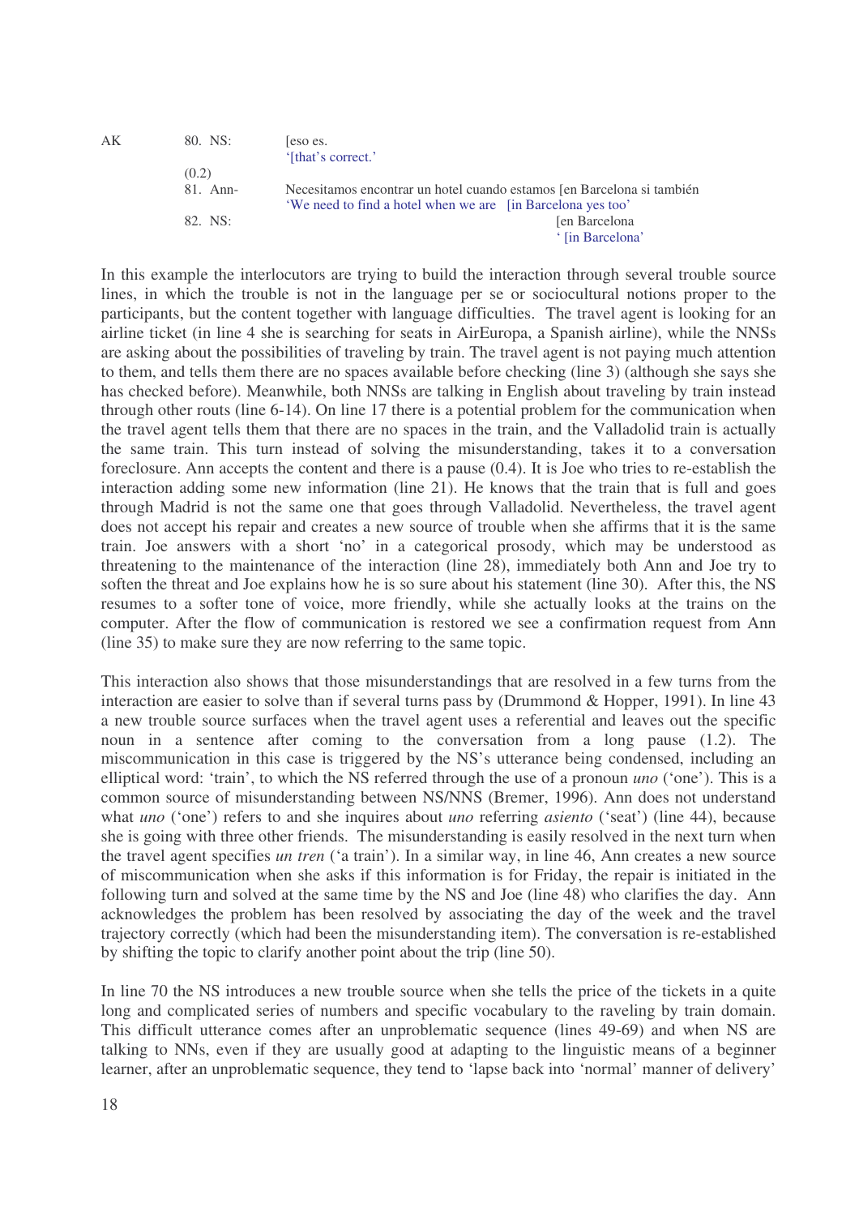| | | |
|---|---|---|
| AK | 80. NS: | [eso es. '[that's correct.' |
| | (0.2) | |
| | 81. Ann- | Necesitamos encontrar un hotel cuando estamos [en Barcelona si también 'We need to find a hotel when we are [in Barcelona yes too' |
| | 82. NS: | [en Barcelona ' [in Barcelona' |

In this example the interlocutors are trying to build the interaction through several trouble source lines, in which the trouble is not in the language per se or sociocultural notions proper to the participants, but the content together with language difficulties. The travel agent is looking for an airline ticket (in line 4 she is searching for seats in AirEuropa, a Spanish airline), while the NNSs are asking about the possibilities of traveling by train. The travel agent is not paying much attention to them, and tells them there are no spaces available before checking (line 3) (although she says she has checked before). Meanwhile, both NNSs are talking in English about traveling by train instead through other routs (line 6-14). On line 17 there is a potential problem for the communication when the travel agent tells them that there are no spaces in the train, and the Valladolid train is actually the same train. This turn instead of solving the misunderstanding, takes it to a conversation foreclosure. Ann accepts the content and there is a pause (0.4). It is Joe who tries to re-establish the interaction adding some new information (line 21). He knows that the train that is full and goes through Madrid is not the same one that goes through Valladolid. Nevertheless, the travel agent does not accept his repair and creates a new source of trouble when she affirms that it is the same train. Joe answers with a short 'no' in a categorical prosody, which may be understood as threatening to the maintenance of the interaction (line 28), immediately both Ann and Joe try to soften the threat and Joe explains how he is so sure about his statement (line 30). After this, the NS resumes to a softer tone of voice, more friendly, while she actually looks at the trains on the computer. After the flow of communication is restored we see a confirmation request from Ann (line 35) to make sure they are now referring to the same topic.

This interaction also shows that those misunderstandings that are resolved in a few turns from the interaction are easier to solve than if several turns pass by (Drummond & Hopper, 1991). In line 43 a new trouble source surfaces when the travel agent uses a referential and leaves out the specific noun in a sentence after coming to the conversation from a long pause (1.2). The miscommunication in this case is triggered by the NS's utterance being condensed, including an elliptical word: 'train', to which the NS referred through the use of a pronoun *uno* ('one'). This is a common source of misunderstanding between NS/NNS (Bremer, 1996). Ann does not understand what *uno* ('one') refers to and she inquires about *uno* referring *asiento* ('seat') (line 44), because she is going with three other friends. The misunderstanding is easily resolved in the next turn when the travel agent specifies *un tren* ('a train'). In a similar way, in line 46, Ann creates a new source of miscommunication when she asks if this information is for Friday, the repair is initiated in the following turn and solved at the same time by the NS and Joe (line 48) who clarifies the day. Ann acknowledges the problem has been resolved by associating the day of the week and the travel trajectory correctly (which had been the misunderstanding item). The conversation is re-established by shifting the topic to clarify another point about the trip (line 50).

In line 70 the NS introduces a new trouble source when she tells the price of the tickets in a quite long and complicated series of numbers and specific vocabulary to the raveling by train domain. This difficult utterance comes after an unproblematic sequence (lines 49-69) and when NS are talking to NNs, even if they are usually good at adapting to the linguistic means of a beginner learner, after an unproblematic sequence, they tend to 'lapse back into 'normal' manner of delivery'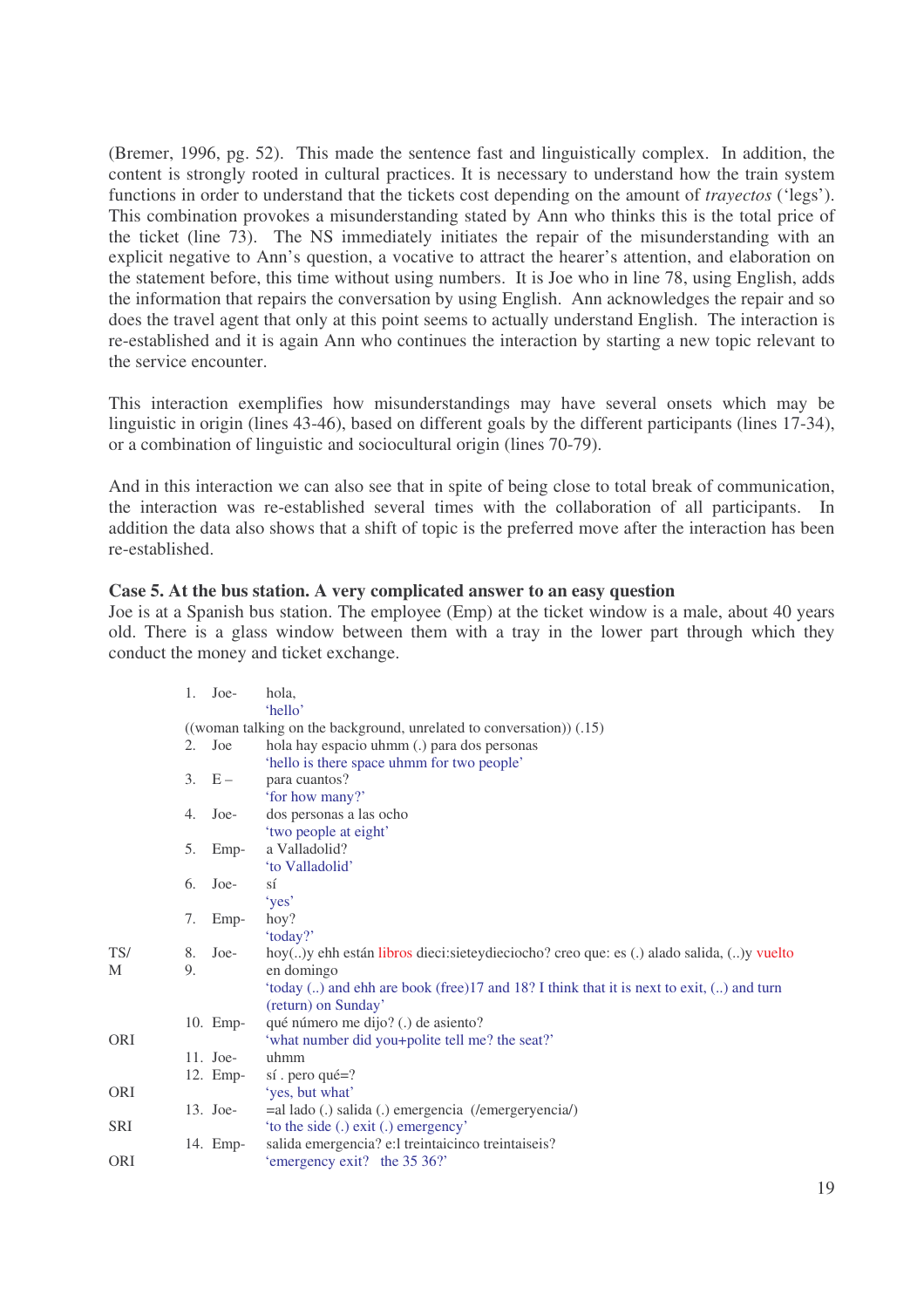(Bremer, 1996, pg. 52). This made the sentence fast and linguistically complex. In addition, the content is strongly rooted in cultural practices. It is necessary to understand how the train system functions in order to understand that the tickets cost depending on the amount of *trayectos* ('legs'). This combination provokes a misunderstanding stated by Ann who thinks this is the total price of the ticket (line 73). The NS immediately initiates the repair of the misunderstanding with an explicit negative to Ann's question, a vocative to attract the hearer's attention, and elaboration on the statement before, this time without using numbers. It is Joe who in line 78, using English, adds the information that repairs the conversation by using English. Ann acknowledges the repair and so does the travel agent that only at this point seems to actually understand English. The interaction is re-established and it is again Ann who continues the interaction by starting a new topic relevant to the service encounter.

This interaction exemplifies how misunderstandings may have several onsets which may be linguistic in origin (lines 43-46), based on different goals by the different participants (lines 17-34), or a combination of linguistic and sociocultural origin (lines 70-79).

And in this interaction we can also see that in spite of being close to total break of communication, the interaction was re-established several times with the collaboration of all participants. In addition the data also shows that a shift of topic is the preferred move after the interaction has been re-established.

**Case 5. At the bus station. A very complicated answer to an easy question**
Joe is at a Spanish bus station. The employee (Emp) at the ticket window is a male, about 40 years old. There is a glass window between them with a tray in the lower part through which they conduct the money and ticket exchange.

|  | Line | Speaker | Utterance |
|---|---|---|---|
|  | 1. | Joe- | hola,<br>'hello' |
|  |  |  | ((woman talking on the background, unrelated to conversation)) (.15) |
|  | 2. | Joe | hola hay espacio uhmm (.) para dos personas<br>'hello is there space uhmm for two people' |
|  | 3. | E – | para cuantos?<br>'for how many?' |
|  | 4. | Joe- | dos personas a las ocho<br>'two people at eight' |
|  | 5. | Emp- | a Valladolid?<br>'to Valladolid' |
|  | 6. | Joe- | sí<br>'yes' |
|  | 7. | Emp- | hoy?<br>'today?' |
| TS/<br>M | 8.<br>9. | Joe- | hoy(..)y ehh están libros dieci:sieteydieciocho? creo que: es (.) alado salida, (..)y vuelto en domingo<br>'today (..) and ehh are book (free)17 and 18? I think that it is next to exit, (..) and turn (return) on Sunday' |
| ORI | 10. | Emp- | qué número me dijo? (.) de asiento?<br>'what number did you+polite tell me? the seat?' |
|  | 11. | Joe- | uhmm |
| ORI | 12. | Emp- | sí . pero qué=?<br>'yes, but what' |
| SRI | 13. | Joe- | =al lado (.) salida (.) emergencia (/emergeryencia/)<br>'to the side (.) exit (.) emergency' |
| ORI | 14. | Emp- | salida emergencia? e:l treintaicinco treintaiseis?<br>'emergency exit? the 35 36?' |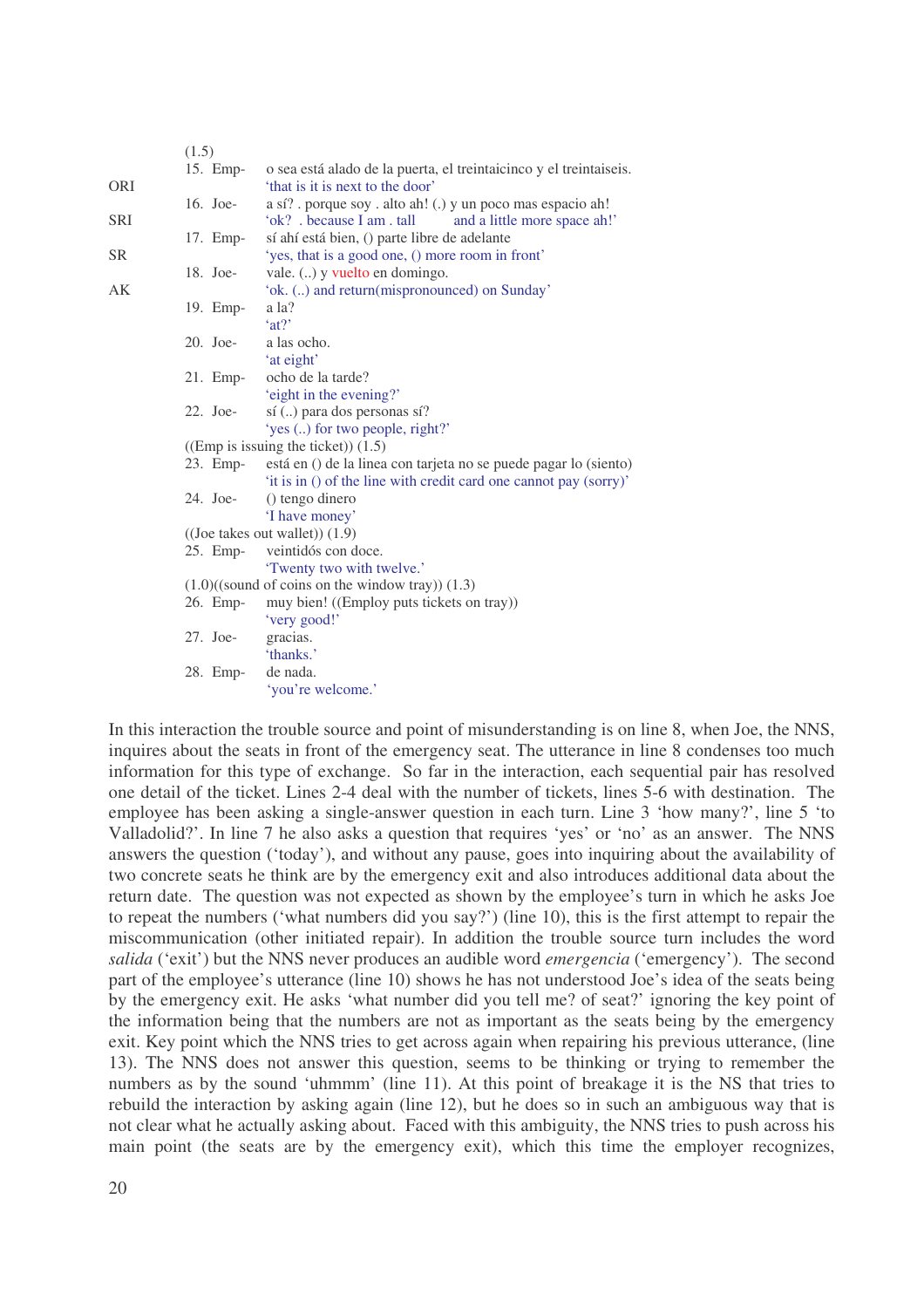(1.5)

| | | |
|---|---|---|
| | 15. Emp- | o sea está alado de la puerta, el treintaicinco y el treintaiseis. |
| ORI | | 'that is it is next to the door' |
| | 16. Joe- | a sí? . porque soy . alto ah! (.) y un poco mas espacio ah! |
| SRI | | 'ok? . because I am . tall and a little more space ah!' |
| | 17. Emp- | sí ahí está bien, () parte libre de adelante |
| SR | | 'yes, that is a good one, () more room in front' |
| | 18. Joe- | vale. (..) y vuelto en domingo. |
| AK | | 'ok. (..) and return(mispronounced) on Sunday' |
| | 19. Emp- | a la? |
| | | 'at?' |
| | 20. Joe- | a las ocho. |
| | | 'at eight' |
| | 21. Emp- | ocho de la tarde? |
| | | 'eight in the evening?' |
| | 22. Joe- | sí (..) para dos personas sí? |
| | | 'yes (..) for two people, right?' |

((Emp is issuing the ticket)) (1.5)

| | | |
|---|---|---|
| | 23. Emp- | está en () de la linea con tarjeta no se puede pagar lo (siento) |
| | | 'it is in () of the line with credit card one cannot pay (sorry)' |
| | 24. Joe- | () tengo dinero |
| | | 'I have money' |

((Joe takes out wallet)) (1.9)

| | | |
|---|---|---|
| | 25. Emp- | veintidós con doce. |
| | | 'Twenty two with twelve.' |

(1.0)((sound of coins on the window tray)) (1.3)

| | | |
|---|---|---|
| | 26. Emp- | muy bien! ((Employ puts tickets on tray)) |
| | | 'very good!' |
| | 27. Joe- | gracias. |
| | | 'thanks.' |
| | 28. Emp- | de nada. |
| | | 'you're welcome.' |

In this interaction the trouble source and point of misunderstanding is on line 8, when Joe, the NNS, inquires about the seats in front of the emergency seat. The utterance in line 8 condenses too much information for this type of exchange. So far in the interaction, each sequential pair has resolved one detail of the ticket. Lines 2-4 deal with the number of tickets, lines 5-6 with destination. The employee has been asking a single-answer question in each turn. Line 3 'how many?', line 5 'to Valladolid?'. In line 7 he also asks a question that requires 'yes' or 'no' as an answer. The NNS answers the question ('today'), and without any pause, goes into inquiring about the availability of two concrete seats he think are by the emergency exit and also introduces additional data about the return date. The question was not expected as shown by the employee's turn in which he asks Joe to repeat the numbers ('what numbers did you say?') (line 10), this is the first attempt to repair the miscommunication (other initiated repair). In addition the trouble source turn includes the word *salida* ('exit') but the NNS never produces an audible word *emergencia* ('emergency'). The second part of the employee's utterance (line 10) shows he has not understood Joe's idea of the seats being by the emergency exit. He asks 'what number did you tell me? of seat?' ignoring the key point of the information being that the numbers are not as important as the seats being by the emergency exit. Key point which the NNS tries to get across again when repairing his previous utterance, (line 13). The NNS does not answer this question, seems to be thinking or trying to remember the numbers as by the sound 'uhmmm' (line 11). At this point of breakage it is the NS that tries to rebuild the interaction by asking again (line 12), but he does so in such an ambiguous way that is not clear what he actually asking about. Faced with this ambiguity, the NNS tries to push across his main point (the seats are by the emergency exit), which this time the employer recognizes,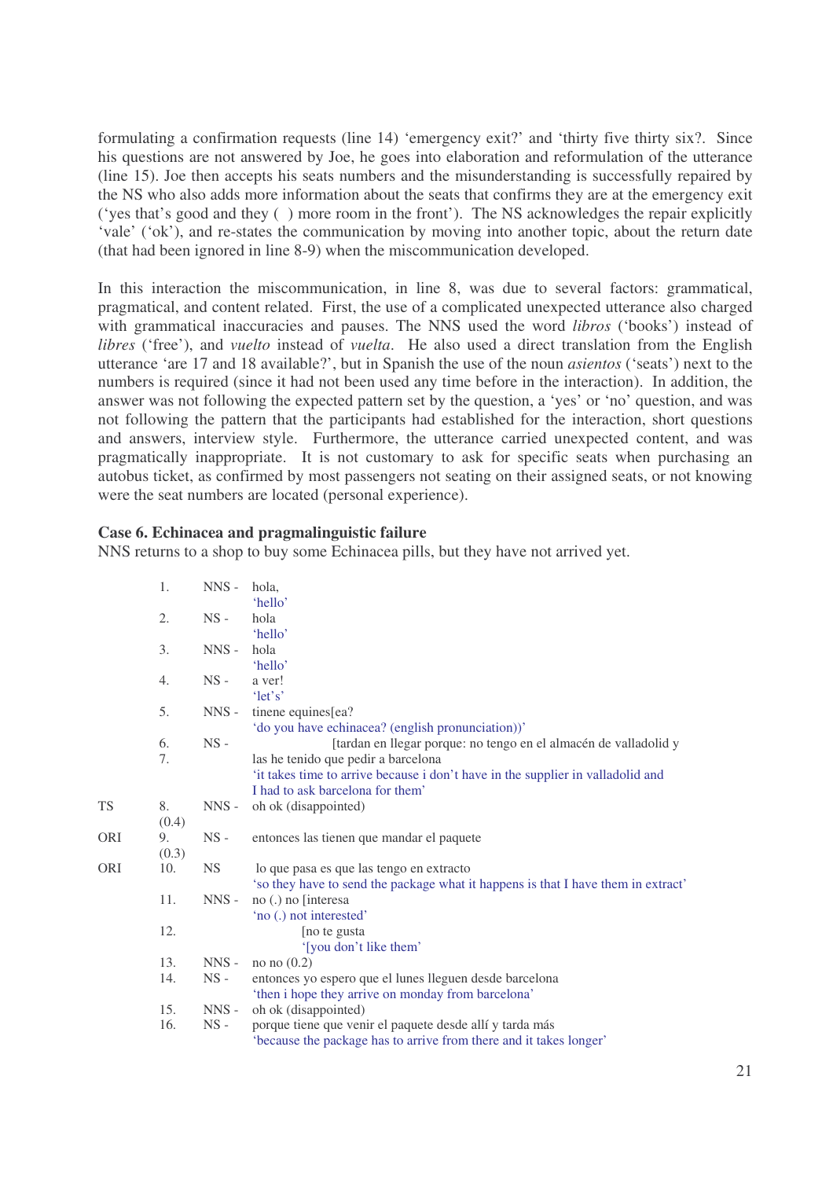formulating a confirmation requests (line 14) 'emergency exit?' and 'thirty five thirty six?. Since his questions are not answered by Joe, he goes into elaboration and reformulation of the utterance (line 15). Joe then accepts his seats numbers and the misunderstanding is successfully repaired by the NS who also adds more information about the seats that confirms they are at the emergency exit ('yes that's good and they ( ) more room in the front'). The NS acknowledges the repair explicitly 'vale' ('ok'), and re-states the communication by moving into another topic, about the return date (that had been ignored in line 8-9) when the miscommunication developed.

In this interaction the miscommunication, in line 8, was due to several factors: grammatical, pragmatical, and content related. First, the use of a complicated unexpected utterance also charged with grammatical inaccuracies and pauses. The NNS used the word *libros* ('books') instead of *libres* ('free'), and *vuelto* instead of *vuelta*. He also used a direct translation from the English utterance 'are 17 and 18 available?', but in Spanish the use of the noun *asientos* ('seats') next to the numbers is required (since it had not been used any time before in the interaction). In addition, the answer was not following the expected pattern set by the question, a 'yes' or 'no' question, and was not following the pattern that the participants had established for the interaction, short questions and answers, interview style. Furthermore, the utterance carried unexpected content, and was pragmatically inappropriate. It is not customary to ask for specific seats when purchasing an autobus ticket, as confirmed by most passengers not seating on their assigned seats, or not knowing were the seat numbers are located (personal experience).

**Case 6. Echinacea and pragmalinguistic failure**

NNS returns to a shop to buy some Echinacea pills, but they have not arrived yet.

| | | | |
|---|---|---|---|
| | 1. | NNS - | hola,<br>'hello' |
| | 2. | NS - | hola<br>'hello' |
| | 3. | NNS - | hola<br>'hello' |
| | 4. | NS - | a ver!<br>'let's' |
| | 5. | NNS - | tinene equines[ea?<br>'do you have echinacea? (english pronunciation))' |
| | 6. | NS - | [tardan en llegar porque: no tengo en el almacén de valladolid y |
| | 7. | | las he tenido que pedir a barcelona<br>'it takes time to arrive because i don't have in the supplier in valladolid and I had to ask barcelona for them' |
| TS | 8.<br>(0.4) | NNS - | oh ok (disappointed) |
| ORI | 9.<br>(0.3) | NS - | entonces las tienen que mandar el paquete |
| ORI | 10. | NS | lo que pasa es que las tengo en extracto<br>'so they have to send the package what it happens is that I have them in extract' |
| | 11. | NNS - | no (.) no [interesa<br>'no (.) not interested' |
| | 12. | | [no te gusta<br>'[you don't like them' |
| | 13. | NNS - | no no (0.2) |
| | 14. | NS - | entonces yo espero que el lunes lleguen desde barcelona<br>'then i hope they arrive on monday from barcelona' |
| | 15. | NNS - | oh ok (disappointed) |
| | 16. | NS - | porque tiene que venir el paquete desde allí y tarda más<br>'because the package has to arrive from there and it takes longer' |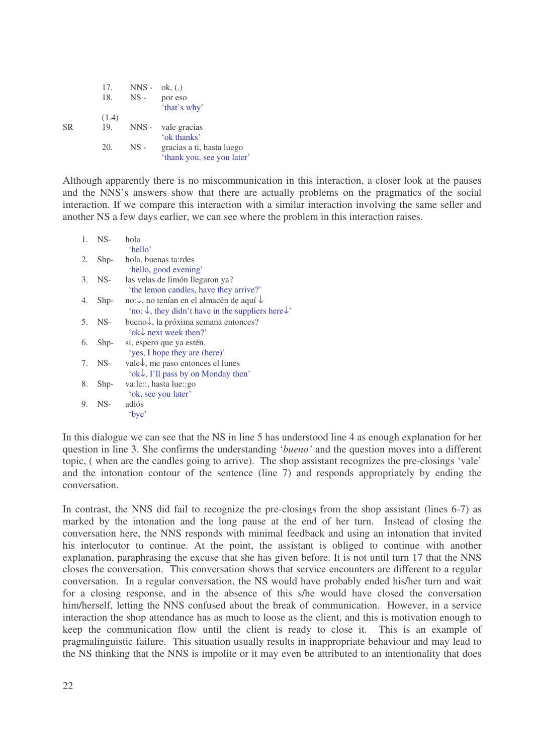| | | | |
|---|---|---|---|
| | 17. | NNS - | ok, (.) |
| | 18. | NS - | por eso<br>'that's why' |
| | (1.4) | | |
| SR | 19. | NNS - | vale gracias<br>'ok thanks' |
| | 20. | NS - | gracias a ti, hasta luego<br>'thank you, see you later' |

Although apparently there is no miscommunication in this interaction, a closer look at the pauses and the NNS's answers show that there are actually problems on the pragmatics of the social interaction. If we compare this interaction with a similar interaction involving the same seller and another NS a few days earlier, we can see where the problem in this interaction raises.

| | | |
|---|---|---|
| 1. | NS- | hola<br>'hello' |
| 2. | Shp- | hola. buenas ta:rdes<br>'hello, good evening' |
| 3. | NS- | las velas de limón llegaron ya?<br>'the lemon candles, have they arrive?' |
| 4. | Shp- | no:↓, no tenían en el almacén de aquí ↓<br>'no: ↓, they didn't have in the suppliers here↓' |
| 5. | NS- | bueno↓, la próxima semana entonces?<br>'ok↓ next week then?' |
| 6. | Shp- | sí, espero que ya estén.<br>'yes, I hope they are (here)' |
| 7. | NS- | vale↓, me paso entonces el lunes<br>'ok↓, I'll pass by on Monday then' |
| 8. | Shp- | va:le::, hasta lue::go<br>'ok, see you later' |
| 9. | NS- | adiós<br>'bye' |

In this dialogue we can see that the NS in line 5 has understood line 4 as enough explanation for her question in line 3. She confirms the understanding '*bueno'* and the question moves into a different topic, ( when are the candles going to arrive). The shop assistant recognizes the pre-closings 'vale' and the intonation contour of the sentence (line 7) and responds appropriately by ending the conversation.

In contrast, the NNS did fail to recognize the pre-closings from the shop assistant (lines 6-7) as marked by the intonation and the long pause at the end of her turn. Instead of closing the conversation here, the NNS responds with minimal feedback and using an intonation that invited his interlocutor to continue. At the point, the assistant is obliged to continue with another explanation, paraphrasing the excuse that she has given before. It is not until turn 17 that the NNS closes the conversation. This conversation shows that service encounters are different to a regular conversation. In a regular conversation, the NS would have probably ended his/her turn and wait for a closing response, and in the absence of this s/he would have closed the conversation him/herself, letting the NNS confused about the break of communication. However, in a service interaction the shop attendance has as much to loose as the client, and this is motivation enough to keep the communication flow until the client is ready to close it. This is an example of pragmalinguistic failure. This situation usually results in inappropriate behaviour and may lead to the NS thinking that the NNS is impolite or it may even be attributed to an intentionality that does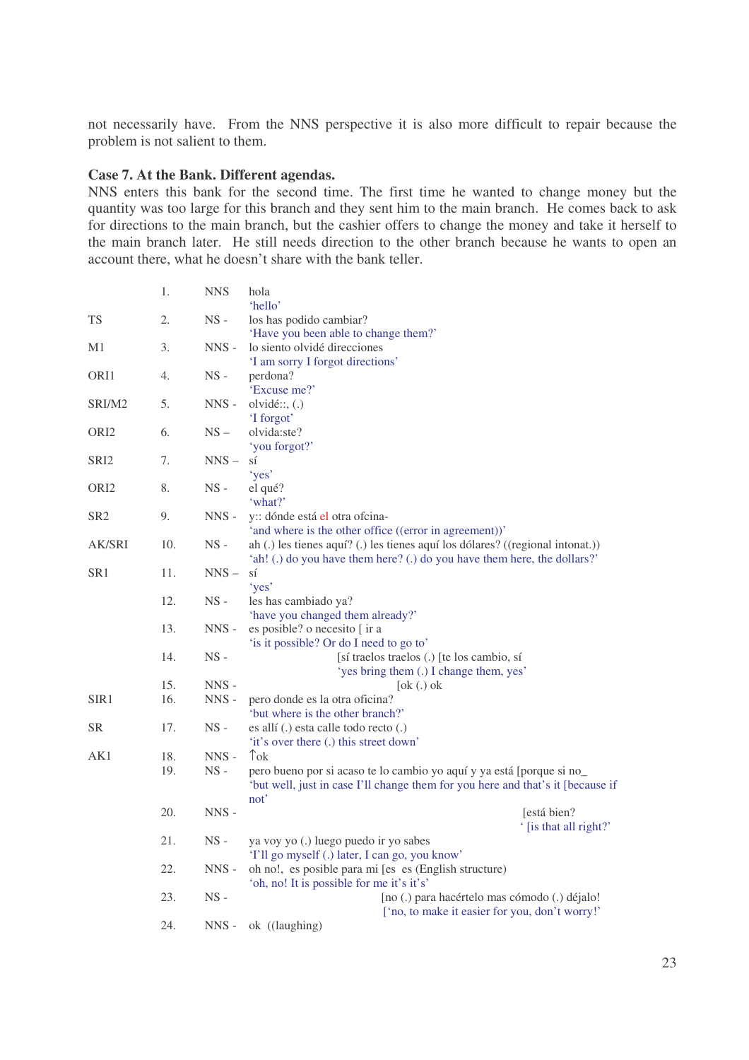not necessarily have. From the NNS perspective it is also more difficult to repair because the problem is not salient to them.

**Case 7. At the Bank. Different agendas.**
NNS enters this bank for the second time. The first time he wanted to change money but the quantity was too large for this branch and they sent him to the main branch. He comes back to ask for directions to the main branch, but the cashier offers to change the money and take it herself to the main branch later. He still needs direction to the other branch because he wants to open an account there, what he doesn't share with the bank teller.

| | | | |
|---|---|---|---|
| | 1. | NNS | hola<br>'hello' |
| TS | 2. | NS - | los has podido cambiar?<br>'Have you been able to change them?' |
| M1 | 3. | NNS - | lo siento olvidé direcciones<br>'I am sorry I forgot directions' |
| ORI1 | 4. | NS - | perdona?<br>'Excuse me?' |
| SRI/M2 | 5. | NNS - | olvidé::, (.)<br>'I forgot' |
| ORI2 | 6. | NS – | olvida:ste?<br>'you forgot?' |
| SRI2 | 7. | NNS – | sí<br>'yes' |
| ORI2 | 8. | NS - | el qué?<br>'what?' |
| SR2 | 9. | NNS - | y:: dónde está el otra ofcina-<br>'and where is the other office ((error in agreement))' |
| AK/SRI | 10. | NS - | ah (.) les tienes aquí? (.) les tienes aquí los dólares? ((regional intonat.))<br>'ah! (.) do you have them here? (.) do you have them here, the dollars?' |
| SR1 | 11. | NNS – | sí<br>'yes' |
| | 12. | NS - | les has cambiado ya?<br>'have you changed them already?' |
| | 13. | NNS - | es posible? o necesito [ ir a<br>'is it possible? Or do I need to go to' |
| | 14. | NS - | [sí traelos traelos (.) [te los cambio, sí<br>'yes bring them (.) I change them, yes' |
| | 15. | NNS - | [ok (.) ok |
| SIR1 | 16. | NNS - | pero donde es la otra oficina?<br>'but where is the other branch?' |
| SR | 17. | NS - | es allí (.) esta calle todo recto (.)<br>'it's over there (.) this street down' |
| AK1 | 18. | NNS - | ↑ok |
| | 19. | NS - | pero bueno por si acaso te lo cambio yo aquí y ya está [porque si no_<br>'but well, just in case I'll change them for you here and that's it [because if not' |
| | 20. | NNS - | [está bien?<br>'[is that all right?' |
| | 21. | NS - | ya voy yo (.) luego puedo ir yo sabes<br>'I'll go myself (.) later, I can go, you know' |
| | 22. | NNS - | oh no!, es posible para mi [es es (English structure)<br>'oh, no! It is possible for me it's it's' |
| | 23. | NS - | [no (.) para hacértelo mas cómodo (.) déjalo!<br>['no, to make it easier for you, don't worry!' |
| | 24. | NNS - | ok ((laughing) |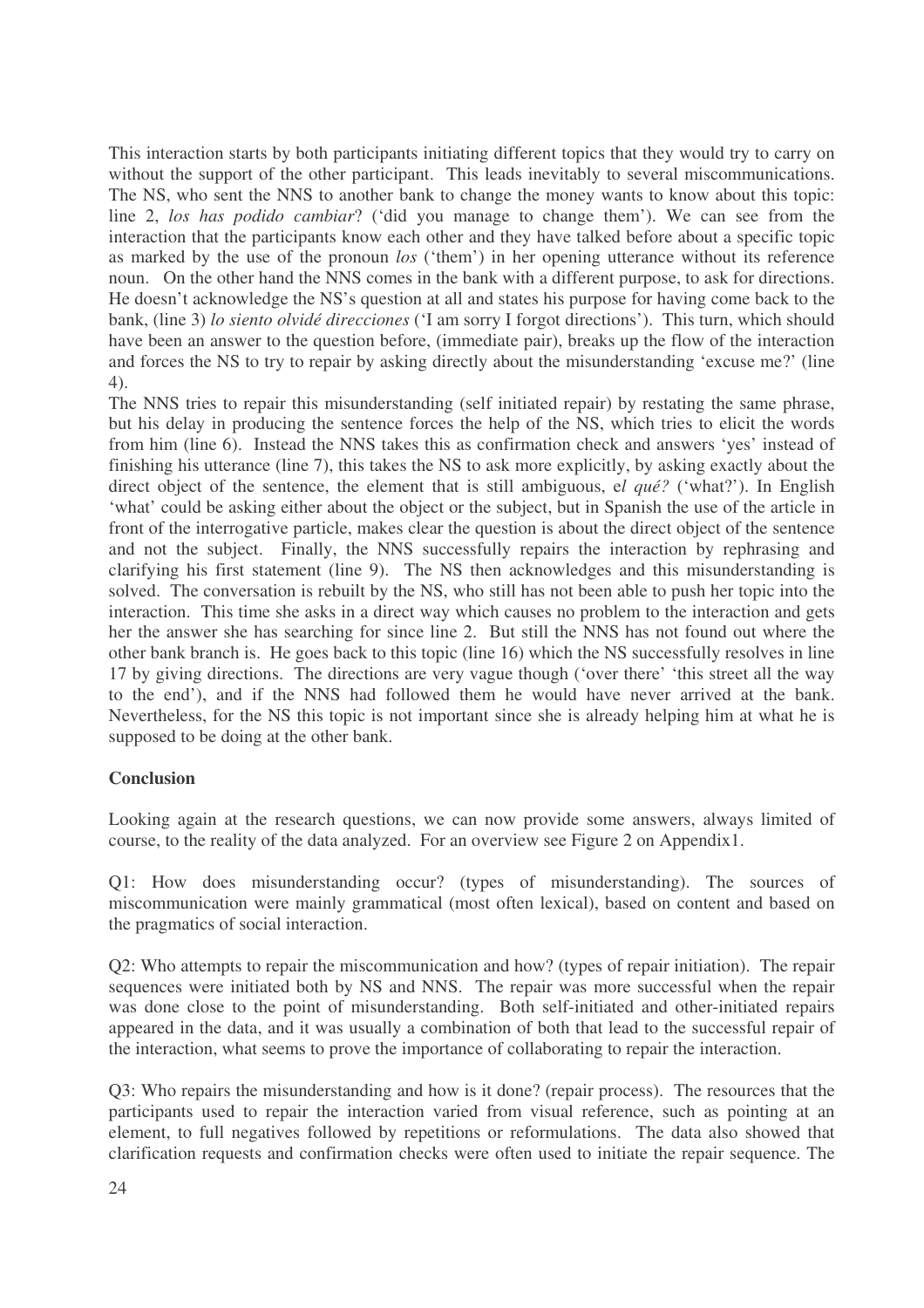This interaction starts by both participants initiating different topics that they would try to carry on without the support of the other participant. This leads inevitably to several miscommunications. The NS, who sent the NNS to another bank to change the money wants to know about this topic: line 2, *los has podido cambiar*? ('did you manage to change them'). We can see from the interaction that the participants know each other and they have talked before about a specific topic as marked by the use of the pronoun *los* ('them') in her opening utterance without its reference noun. On the other hand the NNS comes in the bank with a different purpose, to ask for directions. He doesn't acknowledge the NS's question at all and states his purpose for having come back to the bank, (line 3) *lo siento olvidé direcciones* ('I am sorry I forgot directions'). This turn, which should have been an answer to the question before, (immediate pair), breaks up the flow of the interaction and forces the NS to try to repair by asking directly about the misunderstanding 'excuse me?' (line 4).

The NNS tries to repair this misunderstanding (self initiated repair) by restating the same phrase, but his delay in producing the sentence forces the help of the NS, which tries to elicit the words from him (line 6). Instead the NNS takes this as confirmation check and answers 'yes' instead of finishing his utterance (line 7), this takes the NS to ask more explicitly, by asking exactly about the direct object of the sentence, the element that is still ambiguous, e*l qué?* ('what?'). In English 'what' could be asking either about the object or the subject, but in Spanish the use of the article in front of the interrogative particle, makes clear the question is about the direct object of the sentence and not the subject. Finally, the NNS successfully repairs the interaction by rephrasing and clarifying his first statement (line 9). The NS then acknowledges and this misunderstanding is solved. The conversation is rebuilt by the NS, who still has not been able to push her topic into the interaction. This time she asks in a direct way which causes no problem to the interaction and gets her the answer she has searching for since line 2. But still the NNS has not found out where the other bank branch is. He goes back to this topic (line 16) which the NS successfully resolves in line 17 by giving directions. The directions are very vague though ('over there' 'this street all the way to the end'), and if the NNS had followed them he would have never arrived at the bank. Nevertheless, for the NS this topic is not important since she is already helping him at what he is supposed to be doing at the other bank.

**Conclusion**

Looking again at the research questions, we can now provide some answers, always limited of course, to the reality of the data analyzed. For an overview see Figure 2 on Appendix1.

Q1: How does misunderstanding occur? (types of misunderstanding). The sources of miscommunication were mainly grammatical (most often lexical), based on content and based on the pragmatics of social interaction.

Q2: Who attempts to repair the miscommunication and how? (types of repair initiation). The repair sequences were initiated both by NS and NNS. The repair was more successful when the repair was done close to the point of misunderstanding. Both self-initiated and other-initiated repairs appeared in the data, and it was usually a combination of both that lead to the successful repair of the interaction, what seems to prove the importance of collaborating to repair the interaction.

Q3: Who repairs the misunderstanding and how is it done? (repair process). The resources that the participants used to repair the interaction varied from visual reference, such as pointing at an element, to full negatives followed by repetitions or reformulations. The data also showed that clarification requests and confirmation checks were often used to initiate the repair sequence. The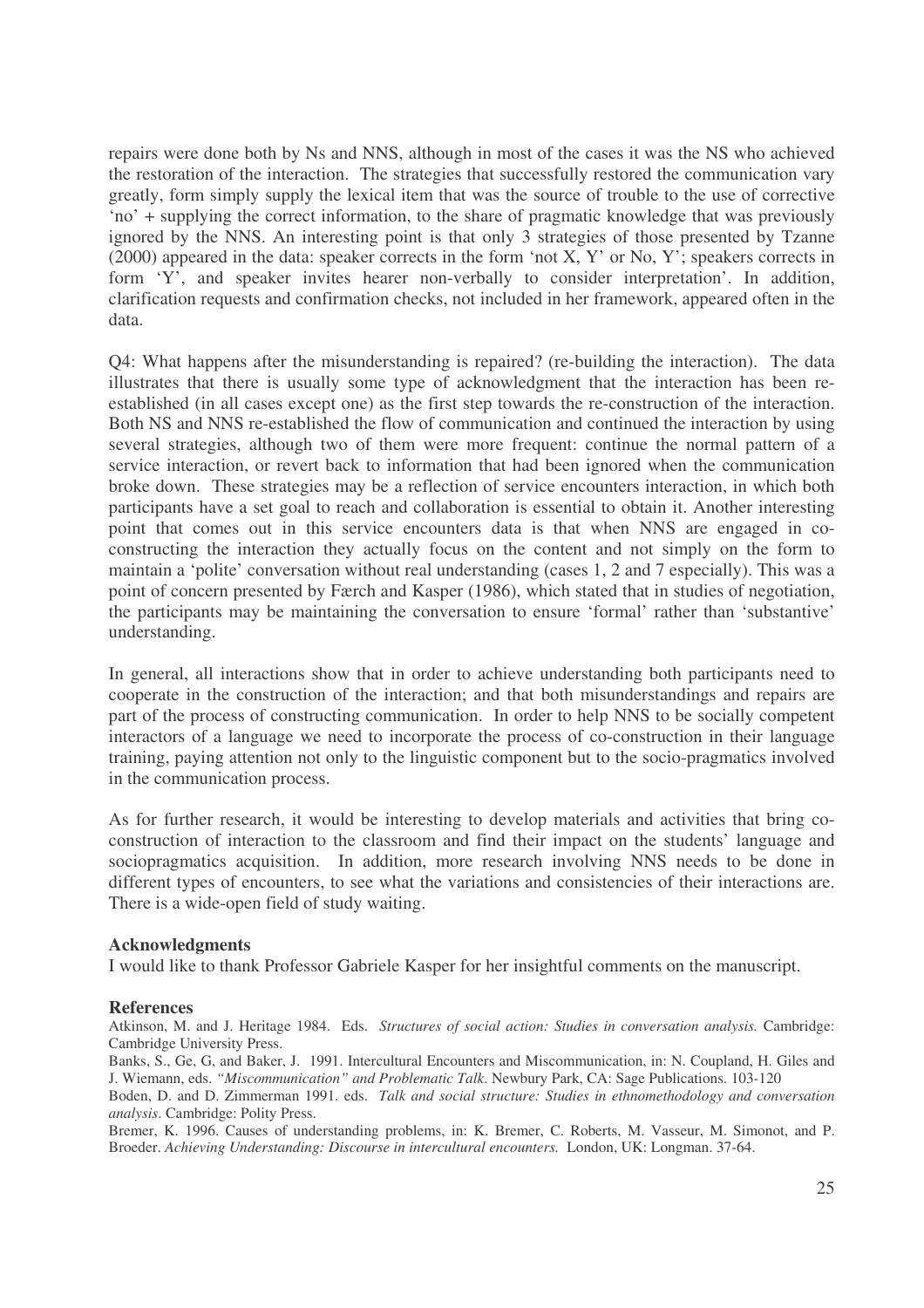repairs were done both by Ns and NNS, although in most of the cases it was the NS who achieved the restoration of the interaction. The strategies that successfully restored the communication vary greatly, form simply supply the lexical item that was the source of trouble to the use of corrective 'no' + supplying the correct information, to the share of pragmatic knowledge that was previously ignored by the NNS. An interesting point is that only 3 strategies of those presented by Tzanne (2000) appeared in the data: speaker corrects in the form 'not X, Y' or No, Y'; speakers corrects in form 'Y', and speaker invites hearer non-verbally to consider interpretation'. In addition, clarification requests and confirmation checks, not included in her framework, appeared often in the data.

Q4: What happens after the misunderstanding is repaired? (re-building the interaction). The data illustrates that there is usually some type of acknowledgment that the interaction has been re-established (in all cases except one) as the first step towards the re-construction of the interaction. Both NS and NNS re-established the flow of communication and continued the interaction by using several strategies, although two of them were more frequent: continue the normal pattern of a service interaction, or revert back to information that had been ignored when the communication broke down. These strategies may be a reflection of service encounters interaction, in which both participants have a set goal to reach and collaboration is essential to obtain it. Another interesting point that comes out in this service encounters data is that when NNS are engaged in co-constructing the interaction they actually focus on the content and not simply on the form to maintain a 'polite' conversation without real understanding (cases 1, 2 and 7 especially). This was a point of concern presented by Færch and Kasper (1986), which stated that in studies of negotiation, the participants may be maintaining the conversation to ensure 'formal' rather than 'substantive' understanding.

In general, all interactions show that in order to achieve understanding both participants need to cooperate in the construction of the interaction; and that both misunderstandings and repairs are part of the process of constructing communication. In order to help NNS to be socially competent interactors of a language we need to incorporate the process of co-construction in their language training, paying attention not only to the linguistic component but to the socio-pragmatics involved in the communication process.

As for further research, it would be interesting to develop materials and activities that bring co-construction of interaction to the classroom and find their impact on the students' language and sociopragmatics acquisition. In addition, more research involving NNS needs to be done in different types of encounters, to see what the variations and consistencies of their interactions are. There is a wide-open field of study waiting.

**Acknowledgments**

I would like to thank Professor Gabriele Kasper for her insightful comments on the manuscript.

**References**

Atkinson, M. and J. Heritage 1984. Eds. *Structures of social action: Studies in conversation analysis.* Cambridge: Cambridge University Press.

Banks, S., Ge, G, and Baker, J. 1991. Intercultural Encounters and Miscommunication, in: N. Coupland, H. Giles and J. Wiemann, eds. *"Miscommunication" and Problematic Talk*. Newbury Park, CA: Sage Publications. 103-120

Boden, D. and D. Zimmerman 1991. eds. *Talk and social structure: Studies in ethnomethodology and conversation analysis*. Cambridge: Polity Press.

Bremer, K. 1996. Causes of understanding problems, in: K. Bremer, C. Roberts, M. Vasseur, M. Simonot, and P. Broeder. *Achieving Understanding: Discourse in intercultural encounters.* London, UK: Longman. 37-64.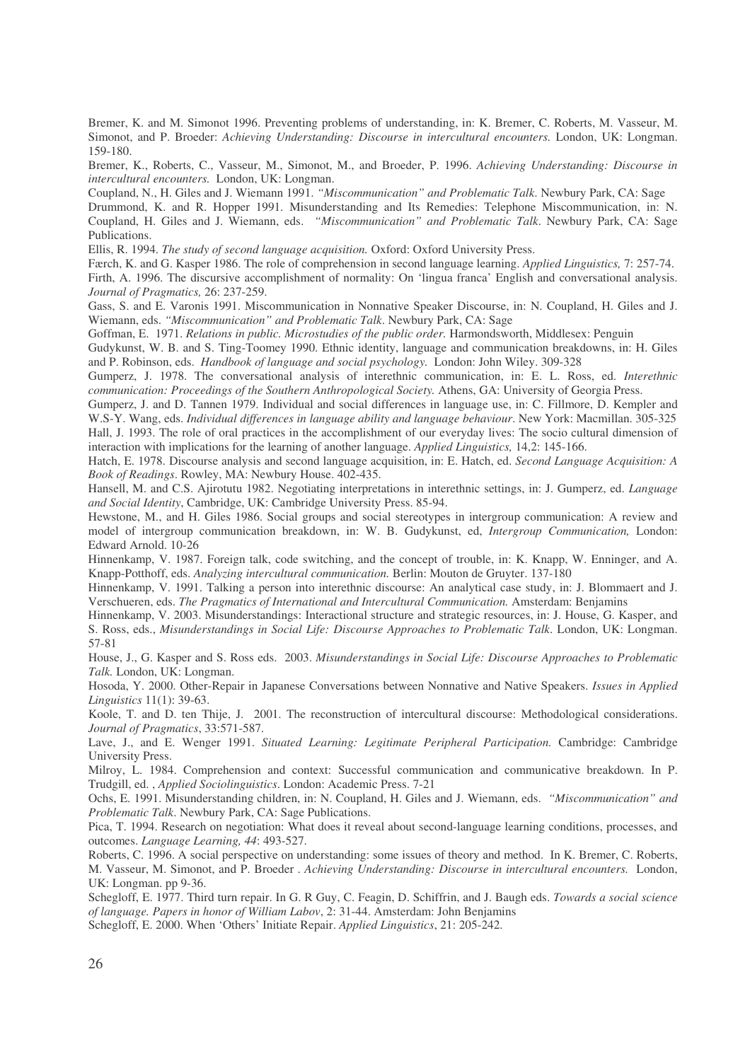Bremer, K. and M. Simonot 1996. Preventing problems of understanding, in: K. Bremer, C. Roberts, M. Vasseur, M. Simonot, and P. Broeder: *Achieving Understanding: Discourse in intercultural encounters.* London, UK: Longman. 159-180.

Bremer, K., Roberts, C., Vasseur, M., Simonot, M., and Broeder, P. 1996. *Achieving Understanding: Discourse in intercultural encounters.* London, UK: Longman.

Coupland, N., H. Giles and J. Wiemann 1991. *"Miscommunication" and Problematic Talk*. Newbury Park, CA: Sage

Drummond, K. and R. Hopper 1991. Misunderstanding and Its Remedies: Telephone Miscommunication, in: N. Coupland, H. Giles and J. Wiemann, eds. *"Miscommunication" and Problematic Talk*. Newbury Park, CA: Sage Publications.

Ellis, R. 1994. *The study of second language acquisition.* Oxford: Oxford University Press.

Færch, K. and G. Kasper 1986. The role of comprehension in second language learning. *Applied Linguistics,* 7: 257-74.

Firth, A. 1996. The discursive accomplishment of normality: On 'lingua franca' English and conversational analysis. *Journal of Pragmatics,* 26: 237-259.

Gass, S. and E. Varonis 1991. Miscommunication in Nonnative Speaker Discourse, in: N. Coupland, H. Giles and J. Wiemann, eds. *"Miscommunication" and Problematic Talk*. Newbury Park, CA: Sage

Goffman, E. 1971. *Relations in public. Microstudies of the public order.* Harmondsworth, Middlesex: Penguin

Gudykunst, W. B. and S. Ting-Toomey 1990. Ethnic identity, language and communication breakdowns, in: H. Giles and P. Robinson, eds. *Handbook of language and social psychology.* London: John Wiley. 309-328

Gumperz, J. 1978. The conversational analysis of interethnic communication, in: E. L. Ross, ed. *Interethnic communication: Proceedings of the Southern Anthropological Society.* Athens, GA: University of Georgia Press.

Gumperz, J. and D. Tannen 1979. Individual and social differences in language use, in: C. Fillmore, D. Kempler and W.S-Y. Wang, eds. *Individual differences in language ability and language behaviour*. New York: Macmillan. 305-325

Hall, J. 1993. The role of oral practices in the accomplishment of our everyday lives: The socio cultural dimension of interaction with implications for the learning of another language. *Applied Linguistics,* 14,2: 145-166.

Hatch, E. 1978. Discourse analysis and second language acquisition, in: E. Hatch, ed. *Second Language Acquisition: A Book of Readings*. Rowley, MA: Newbury House. 402-435.

Hansell, M. and C.S. Ajirotutu 1982. Negotiating interpretations in interethnic settings, in: J. Gumperz, ed. *Language and Social Identity*, Cambridge, UK: Cambridge University Press. 85-94.

Hewstone, M., and H. Giles 1986. Social groups and social stereotypes in intergroup communication: A review and model of intergroup communication breakdown, in: W. B. Gudykunst, ed, *Intergroup Communication,* London: Edward Arnold. 10-26

Hinnenkamp, V. 1987. Foreign talk, code switching, and the concept of trouble, in: K. Knapp, W. Enninger, and A. Knapp-Potthoff, eds. *Analyzing intercultural communication.* Berlin: Mouton de Gruyter. 137-180

Hinnenkamp, V. 1991. Talking a person into interethnic discourse: An analytical case study, in: J. Blommaert and J. Verschueren, eds. *The Pragmatics of International and Intercultural Communication.* Amsterdam: Benjamins

Hinnenkamp, V. 2003. Misunderstandings: Interactional structure and strategic resources, in: J. House, G. Kasper, and S. Ross, eds., *Misunderstandings in Social Life: Discourse Approaches to Problematic Talk*. London, UK: Longman. 57-81

House, J., G. Kasper and S. Ross eds. 2003. *Misunderstandings in Social Life: Discourse Approaches to Problematic Talk.* London, UK: Longman.

Hosoda, Y. 2000. Other-Repair in Japanese Conversations between Nonnative and Native Speakers. *Issues in Applied Linguistics* 11(1): 39-63.

Koole, T. and D. ten Thije, J. 2001. The reconstruction of intercultural discourse: Methodological considerations. *Journal of Pragmatics*, 33:571-587.

Lave, J., and E. Wenger 1991. *Situated Learning: Legitimate Peripheral Participation.* Cambridge: Cambridge University Press.

Milroy, L. 1984. Comprehension and context: Successful communication and communicative breakdown. In P. Trudgill, ed. , *Applied Sociolinguistics*. London: Academic Press. 7-21

Ochs, E. 1991. Misunderstanding children, in: N. Coupland, H. Giles and J. Wiemann, eds. *"Miscommunication" and Problematic Talk*. Newbury Park, CA: Sage Publications.

Pica, T. 1994. Research on negotiation: What does it reveal about second-language learning conditions, processes, and outcomes. *Language Learning, 44*: 493-527.

Roberts, C. 1996. A social perspective on understanding: some issues of theory and method. In K. Bremer, C. Roberts, M. Vasseur, M. Simonot, and P. Broeder . *Achieving Understanding: Discourse in intercultural encounters.* London, UK: Longman. pp 9-36.

Schegloff, E. 1977. Third turn repair. In G. R Guy, C. Feagin, D. Schiffrin, and J. Baugh eds. *Towards a social science of language. Papers in honor of William Labov*, 2: 31-44. Amsterdam: John Benjamins

Schegloff, E. 2000. When 'Others' Initiate Repair. *Applied Linguistics*, 21: 205-242.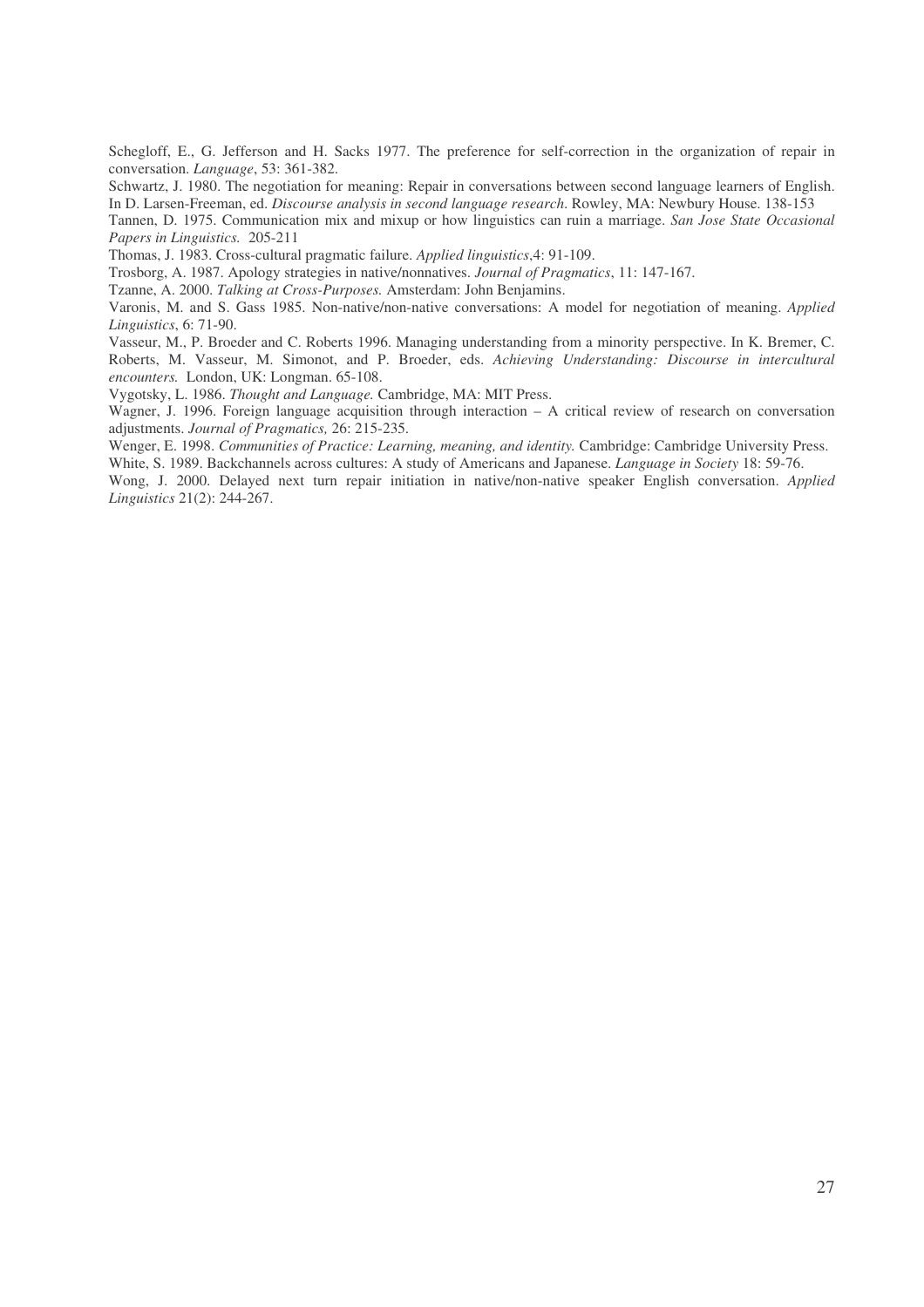Schegloff, E., G. Jefferson and H. Sacks 1977. The preference for self-correction in the organization of repair in conversation. *Language*, 53: 361-382.

Schwartz, J. 1980. The negotiation for meaning: Repair in conversations between second language learners of English. In D. Larsen-Freeman, ed. *Discourse analysis in second language research*. Rowley, MA: Newbury House. 138-153

Tannen, D. 1975. Communication mix and mixup or how linguistics can ruin a marriage. *San Jose State Occasional Papers in Linguistics.* 205-211

Thomas, J. 1983. Cross-cultural pragmatic failure. *Applied linguistics*,4: 91-109.

Trosborg, A. 1987. Apology strategies in native/nonnatives. *Journal of Pragmatics*, 11: 147-167.

Tzanne, A. 2000. *Talking at Cross-Purposes.* Amsterdam: John Benjamins.

Varonis, M. and S. Gass 1985. Non-native/non-native conversations: A model for negotiation of meaning. *Applied Linguistics*, 6: 71-90.

Vasseur, M., P. Broeder and C. Roberts 1996. Managing understanding from a minority perspective. In K. Bremer, C. Roberts, M. Vasseur, M. Simonot, and P. Broeder, eds. *Achieving Understanding: Discourse in intercultural encounters.* London, UK: Longman. 65-108.

Vygotsky, L. 1986. *Thought and Language.* Cambridge, MA: MIT Press.

Wagner, J. 1996. Foreign language acquisition through interaction – A critical review of research on conversation adjustments. *Journal of Pragmatics,* 26: 215-235.

Wenger, E. 1998. *Communities of Practice: Learning, meaning, and identity.* Cambridge: Cambridge University Press.

White, S. 1989. Backchannels across cultures: A study of Americans and Japanese. *Language in Society* 18: 59-76.

Wong, J. 2000. Delayed next turn repair initiation in native/non-native speaker English conversation. *Applied Linguistics* 21(2): 244-267.